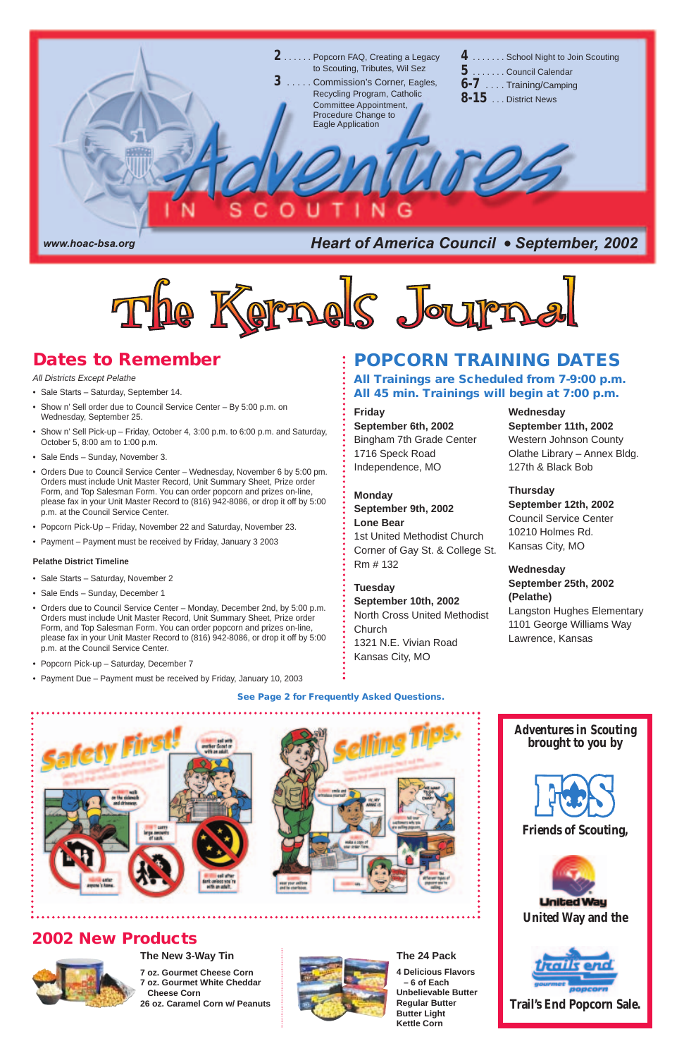# Adventures IN SCOUTING

2 . . . . . . Popcorn FAQ, Creating a Legacy to Scouting, Tributes, Wil Sez

3 . . . . . Commission's Corner, Eagles, Recycling Program, Catholic Committee Appointment, Procedure Change to Eagle Application

4 . . . . . . . School Night to Join Scouting

5 . . . . . . . Council Calendar

6-7 . . . . Training/Camping

8-15 . . . District News

www.hoac-bsa.org

*Heart of America Council • September, 2002*

# The Kernels Journal

## Dates to Remember

*All Districts Except Pelathe*

- Sale Starts – Saturday, September 14.
- Show n' Sell order due to Council Service Center – By 5:00 p.m. on Wednesday, September 25.
- Show n' Sell Pick-up – Friday, October 4, 3:00 p.m. to 6:00 p.m. and Saturday, October 5, 8:00 am to 1:00 p.m.
- Sale Ends – Sunday, November 3.
- Orders Due to Council Service Center – Wednesday, November 6 by 5:00 pm. Orders must include Unit Master Record, Unit Summary Sheet, Prize order Form, and Top Salesman Form. You can order popcorn and prizes on-line, please fax in your Unit Master Record to (816) 942-8086, or drop it off by 5:00 p.m. at the Council Service Center.
- Popcorn Pick-Up – Friday, November 22 and Saturday, November 23.
- Payment – Payment must be received by Friday, January 3 2003

**Pelathe District Timeline**

- Sale Starts – Saturday, November 2
- Sale Ends – Sunday, December 1
- Orders due to Council Service Center – Monday, December 2nd, by 5:00 p.m. Orders must include Unit Master Record, Unit Summary Sheet, Prize order Form, and Top Salesman Form. You can order popcorn and prizes on-line, please fax in your Unit Master Record to (816) 942-8086, or drop it off by 5:00 p.m. at the Council Service Center.
- Popcorn Pick-up – Saturday, December 7
- Payment Due – Payment must be received by Friday, January 10, 2003

## POPCORN TRAINING DATES

**All Trainings are Scheduled from 7-9:00 p.m.**
**All 45 min. Trainings will begin at 7:00 p.m.**

**Friday**
**September 6th, 2002**
Bingham 7th Grade Center
1716 Speck Road
Independence, MO

**Monday**
**September 9th, 2002**
**Lone Bear**
1st United Methodist Church
Corner of Gay St. & College St.
Rm # 132

**Tuesday**
**September 10th, 2002**
North Cross United Methodist Church
1321 N.E. Vivian Road
Kansas City, MO

**Wednesday**
**September 11th, 2002**
Western Johnson County
Olathe Library – Annex Bldg.
127th & Black Bob

**Thursday**
**September 12th, 2002**
Council Service Center
10210 Holmes Rd.
Kansas City, MO

**Wednesday**
**September 25th, 2002**
**(Pelathe)**
Langston Hughes Elementary
1101 George Williams Way
Lawrence, Kansas

**See Page 2 for Frequently Asked Questions.**

**Adventures in Scouting brought to you by**

**Friends of Scouting,**

**United Way and the**

**Trail's End Popcorn Sale.**

## 2002 New Products

**The New 3-Way Tin**

**7 oz. Gourmet Cheese Corn**
**7 oz. Gourmet White Cheddar Cheese Corn**
**26 oz. Caramel Corn w/ Peanuts**

**The 24 Pack**

**4 Delicious Flavors – 6 of Each**
**Unbelievable Butter**
**Regular Butter**
**Butter Light**
**Kettle Corn**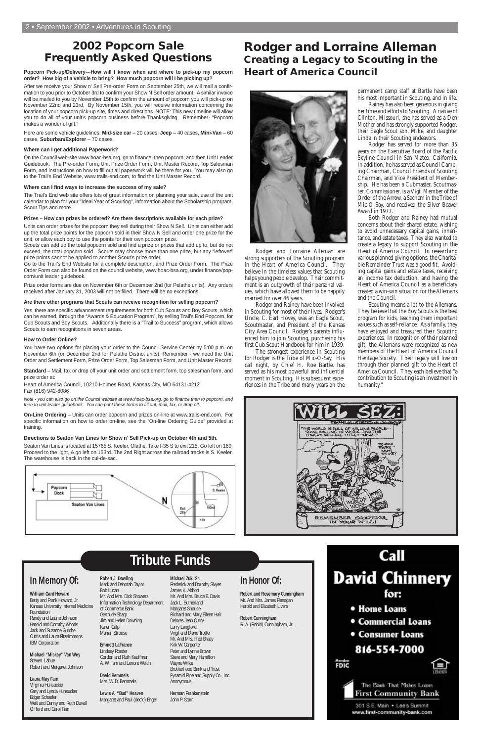# 2002 Popcorn Sale Frequently Asked Questions

**Popcorn Pick-up/Delivery—How will I know when and where to pick-up my popcorn order? How big of a vehicle to bring? How much popcorn will I be picking up?**

After we receive your Show n' Sell Pre-order Form on September 25th, we will mail a confirmation to you prior to October 3rd to confirm your Show N Sell order amount. A similar invoice will be mailed to you by November 15th to confirm the amount of popcorn you will pick-up on November 22nd and 23rd. By November 15th, you will receive information concerning the location of your popcorn pick-up site, times and directions. NOTE: This new timeline will allow you to do all of your unit's popcorn business before Thanksgiving. Remember- "Popcorn makes a wonderful gift."

Here are some vehicle guidelines: **Mid-size car** – 20 cases, **Jeep** – 40 cases, **Mini-Van** – 60 cases, **Suburban/Explorer** – 70 cases.

**Where can I get additional Paperwork?**

On the Council web-site www.hoac-bsa.org, go to finance, then popcorn, and then Unit Leader Guidebook. The Pre-order Form, Unit Prize Order Form, Unit Master Record, Top Salesman Form, and instructions on how to fill out all paperwork will be there for you. You may also go to the Trail's End Website, www.trails-end.com, to find the Unit Master Record.

**Where can I find ways to increase the success of my sale?**

The Trail's End web site offers lots of great information on planning your sale, use of the unit calendar to plan for your "Ideal Year of Scouting", information about the Scholarship program, Scout Tips and more.

**Prizes – How can prizes be ordered? Are there descriptions available for each prize?**

Units can order prizes for the popcorn they sell during their Show N Sell. Units can either add up the total prize points for the popcorn sold in their Show N Sell and order one prize for the unit, or allow each boy to use the points for their own popcorn prize.

Scouts can add up the total popcorn sold and find a prize or prizes that add up to, but do not exceed, the total popcorn sold. Scouts may choose more than one prize, but any "leftover" prize points cannot be applied to another Scout's prize order.

Go to the Trail's End Website for a complete description, and Prize Order Form. The Prize Order Form can also be found on the council website, www.hoac-bsa.org, under finance/popcorn/unit leader guidebook.

Prize order forms are due on November 6th or December 2nd (for Pelathe units). Any orders received after January 31, 2003 will not be filled. There will be no exceptions.

**Are there other programs that Scouts can receive recognition for selling popcorn?**

Yes, there are specific advancement requirements for both Cub Scouts and Boy Scouts, which can be earned, through the "Awards & Education Program", by selling Trail's End Popcorn, for Cub Scouts and Boy Scouts. Additionally there is a "Trail to Success" program, which allows Scouts to earn recognitions in seven areas.

**How to Order Online?**

You have two options for placing your order to the Council Service Center by 5:00 p.m. on November 6th (or December 2nd for Pelathe District units). Remember - we need the Unit Order and Settlement Form, Prize Order Form, Top Salesman Form, and Unit Master Record.

**Standard** – Mail, fax or drop off your unit order and settlement form, top salesman form, and prize order at:

Heart of America Council, 10210 Holmes Road, Kansas City, MO 64131-4212
Fax (816) 942-8086

*Note - you can also go on the Council website at www.hoac-bsa.org, go to finance then to popcorn, and then to unit leader guidebook. You can print these forms to fill out, mail, fax, or drop off.*

**On-Line Ordering** – Units can order popcorn and prizes on-line at www.trails-end.com. For specific information on how to order on-line, see the "On-line Ordering Guide" provided at training.

**Directions to Seaton Van Lines for Show n' Sell Pick-up on October 4th and 5th.**

Seaton Van Lines is located at 15765 S. Keeler, Olathe. Take I-35 S to exit 215. Go left on 169. Proceed to the light, & go left on 153rd. The 2nd Right across the railroad tracks is S. Keeler. The warehouse is back in the cul-de-sac.

Popcorn Dock
Seaton Van Lines
N
S. Keeler
153rd
Exit 215
169

# Rodger and Lorraine Alleman

## Creating a Legacy to Scouting in the Heart of America Council

Rodger and Lorraine Alleman are strong supporters of the Scouting program in the Heart of America Council. They believe in the timeless values that Scouting helps young people develop. Their commitment is an outgrowth of their personal values, which have allowed them to be happily married for over 46 years.

Rodger and Rainey have been involved in Scouting for most of their lives. Rodger's Uncle, C. Earl Hovey, was an Eagle Scout, Scoutmaster, and President of the Kansas City Area Council. Rodger's parents influenced him to join Scouting, purchasing his first Cub Scout Handbook for him in 1939.

The strongest experience in Scouting for Rodger is the Tribe of Mic-O-Say. His call night, by Chief H. Roe Bartle, has served as his most powerful and influential moment in Scouting. His subsequent experiences in the Tribe and many years on the permanent camp staff at Bartle have been his most important in Scouting, and in life.

Rainey has also been generous in giving her time and efforts to Scouting. A native of Clinton, Missouri, she has served as a Den Mother and has strongly supported Rodger, their Eagle Scout son, Mike, and daughter Linda in their Scouting endeavors.

Rodger has served for more than 35 years on the Executive Board of the Pacific Skyline Council in San Mateo, California. In addition, he has served as Council Camping Chairman, Council Friends of Scouting Chairman, and Vice President of Membership. He has been a Cubmaster, Scoutmaster, Commissioner, is a Vigil Member of the Order of the Arrow, a Sachem in the Tribe of Mic-O-Say, and received the Silver Beaver Award in 1977.

Both Rodger and Rainey had mutual concerns about their shared estate, wishing to avoid unnecessary capital gains, inheritance, and estate taxes. They also wanted to create a legacy to support Scouting in the Heart of America Council. In researching various planned giving options, the Charitable Remainder Trust was a good fit. Avoiding capital gains and estate taxes, receiving an income tax deduction, and having the Heart of America Council as a beneficiary created a win-win situation for the Allemans and the Council.

Scouting means a lot to the Allemans. They believe that the Boy Scouts is the best program for kids, teaching them important values such as self-reliance. As a family, they have enjoyed and treasured their Scouting experiences. In recognition of their planned gift, the Allemans were recognized as new members of the Heart of America Council Heritage Society. Their legacy will live on through their planned gift to the Heart of America Council. They each believe that "a contribution to Scouting is an investment in humanity."

WILL SEZ:

"THE WORLD IS FULL OF WILLING PEOPLE... SOME WILLING TO WORK, AND THE OTHERS WILLING TO LET THEM."

TOO MUCH TROUBLE... WHAT'S THE USE?

THE WORLD'S WORK

REMEMBER SCOUTING IN YOUR WILL!

# Tribute Funds

## In Memory Of:

**William Gard Howard**
Betty and Frank Howard, Jr.
Kansas University Internal Medicine Foundation
Randy and Laurie Johnson
Harold and Dorothy Woods
Jack and Suzanne Gurche
Curtis and Laura Fitzsimmons
IBM Corporation

**Michael "Mickey" Van Wey**
Steven Lahue
Robert and Margaret Johnson

**Laura May Fain**
Virginia Hunsucker
Gary and Lynda Hunsucker
Edgar Schaefer
Walt and Danny and Ruth Duvall
Clifford and Carol Fain

**Robert J. Dowling**
Mark and Deborah Taylor
Bob Lucan
Mr. And Mrs. Dick Showers
Information Technology Department of Commerce Bank
Gertrude Sharp
Jim and Helen Downing
Karen Culp
Marian Strouse

**Emmett LaFrance**
Lindsey Roeder
Gordon and Ruth Kauffman
A. William and Lenore Welch

**David Bemmels**
Mrs. W. D. Bemmels

**Lewis A. "Bud" Heaven**
Margaret and Paul (dec'd) Enger

**Michael Zuk, Sr.**
Frederick and Dorothy Sivyer
James K. Abbott
Mr. And Mrs. Bruce E. Davis
Jack L. Sutherland
Margaret Shouse
Richard and Mary Eileen Hair
Delores Jean Curry
Larry Langford
Virgil and Diane Trotter
Mr. And Mrs. Fred Brady
Kirk W. Carpenter
Peter and Lynne Brown
Steve and Mary Hamilton
Wayne Wilke
Brotherhood Bank and Trust
Pyramid Pipe and Supply Co., Inc.
Anonymous

**Herman Frankenstein**
John P. Starr

## In Honor Of:

**Robert and Rosemary Cunningham**
Mr. And Mrs. James Flanagan
Harold and Elizabeth Livers

**Robert Cunningham**
R. A. (Robin) Cunningham, Jr.

# Call David Chinnery for:

- Home Loans
- Commercial Loans
- Consumer Loans

816-554-7000

Member FDIC

LENDER

The Bank That Makes Loans
First Community Bank

301 S.E. Main • Lee's Summit
www.first-community-bank.com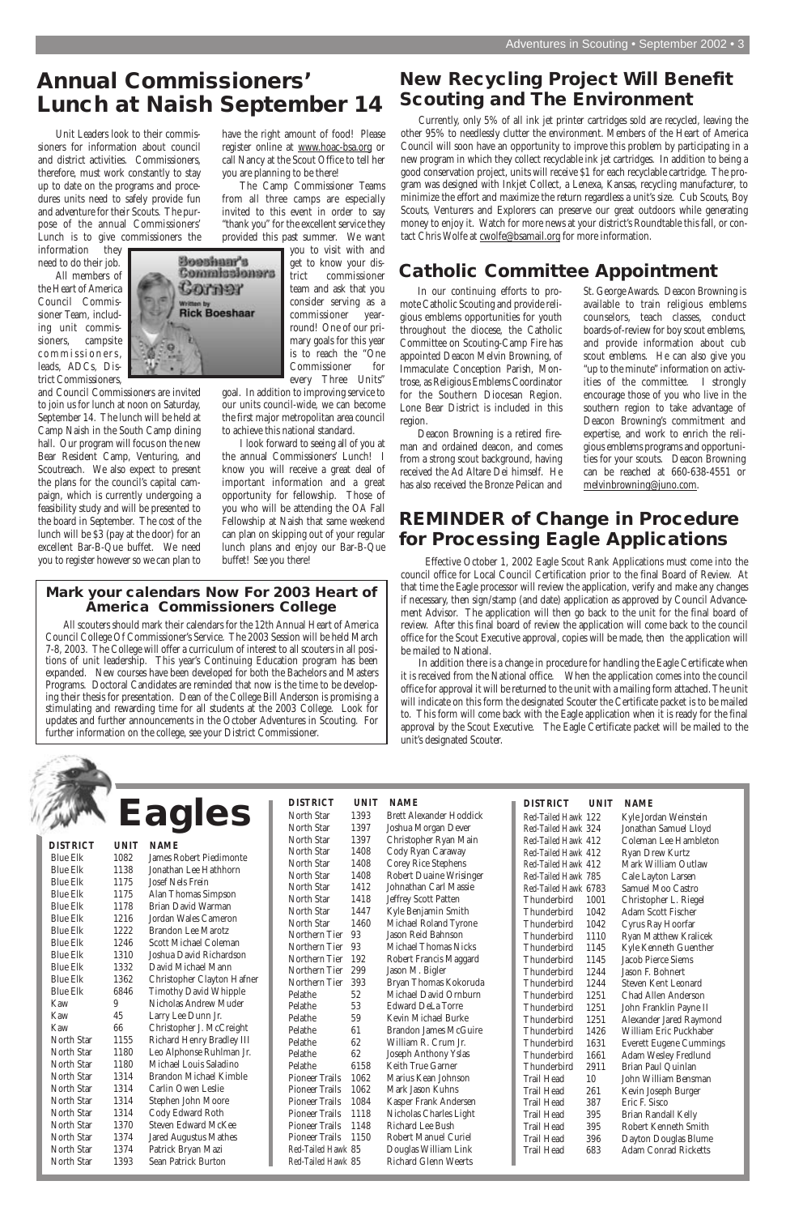# Annual Commissioners' Lunch at Naish September 14

Unit Leaders look to their commissioners for information about council and district activities. Commissioners, therefore, must work constantly to stay up to date on the programs and procedures units need to safely provide fun and adventure for their Scouts. The purpose of the annual Commissioners' Lunch is to give commissioners the information they need to do their job.

**Boeshaar's Commissioners Corner**
Written by **Rick Boeshaar**

All members of the Heart of America Council Commissioner Team, including unit commissioners, campsite commissioners, leads, ADCs, District Commissioners, and Council Commissioners are invited to join us for lunch at noon on Saturday, September 14. The lunch will be held at Camp Naish in the South Camp dining hall. Our program will focus on the new Bear Resident Camp, Venturing, and Scoutreach. We also expect to present the plans for the council's capital campaign, which is currently undergoing a feasibility study and will be presented to the board in September. The cost of the lunch will be $3 (pay at the door) for an excellent Bar-B-Que buffet. We need you to register however so we can plan to have the right amount of food! Please register online at www.hoac-bsa.org or call Nancy at the Scout Office to tell her you are planning to be there!

The Camp Commissioner Teams from all three camps are especially invited to this event in order to say "thank you" for the excellent service they provided this past summer. We want you to visit with and get to know your district commissioner team and ask that you consider serving as a commissioner year-round! One of our primary goals for this year is to reach the "One Commissioner for every Three Units" goal. In addition to improving service to our units council-wide, we can become the first major metropolitan area council to achieve this national standard.

I look forward to seeing all of you at the annual Commissioners' Lunch! I know you will receive a great deal of important information and a great opportunity for fellowship. Those of you who will be attending the OA Fall Fellowship at Naish that same weekend can plan on skipping out of your regular lunch plans and enjoy our Bar-B-Que buffet! See you there!

### Mark your calendars Now For 2003 Heart of America Commissioners College

All scouters should mark their calendars for the 12th Annual Heart of America Council College Of Commissioner's Service. The 2003 Session will be held March 7-8, 2003. The College will offer a curriculum of interest to all scouters in all positions of unit leadership. This year's Continuing Education program has been expanded. New courses have been developed for both the Bachelors and Masters Programs. Doctoral Candidates are reminded that now is the time to be developing their thesis for presentation. Dean of the College Bill Anderson is promising a stimulating and rewarding time for all students at the 2003 College. Look for updates and further announcements in the October Adventures in Scouting. For further information on the college, see your District Commissioner.

# New Recycling Project Will Benefit Scouting and The Environment

Currently, only 5% of all ink jet printer cartridges sold are recycled, leaving the other 95% to needlessly clutter the environment. Members of the Heart of America Council will soon have an opportunity to improve this problem by participating in a new program in which they collect recyclable ink jet cartridges. In addition to being a good conservation project, units will receive $1 for each recyclable cartridge. The program was designed with Inkjet Collect, a Lenexa, Kansas, recycling manufacturer, to minimize the effort and maximize the return regardless a unit's size. Cub Scouts, Boy Scouts, Venturers and Explorers can preserve our great outdoors while generating money to enjoy it. Watch for more news at your district's Roundtable this fall, or contact Chris Wolfe at cwolfe@bsamail.org for more information.

# Catholic Committee Appointment

In our continuing efforts to promote Catholic Scouting and provide religious emblems opportunities for youth throughout the diocese, the Catholic Committee on Scouting-Camp Fire has appointed Deacon Melvin Browning, of Immaculate Conception Parish, Montrose, as Religious Emblems Coordinator for the Southern Diocesan Region. Lone Bear District is included in this region.

Deacon Browning is a retired fireman and ordained deacon, and comes from a strong scout background, having received the Ad Altare Dei himself. He has also received the Bronze Pelican and St. George Awards. Deacon Browning is available to train religious emblems counselors, teach classes, conduct boards-of-review for boy scout emblems, and provide information about cub scout emblems. He can also give you "up to the minute" information on activities of the committee. I strongly encourage those of you who live in the southern region to take advantage of Deacon Browning's commitment and expertise, and work to enrich the religious emblems programs and opportunities for your scouts. Deacon Browning can be reached at 660-638-4551 or melvinbrowning@juno.com.

# REMINDER of Change in Procedure for Processing Eagle Applications

Effective October 1, 2002 Eagle Scout Rank Applications must come into the council office for Local Council Certification prior to the final Board of Review. At that time the Eagle processor will review the application, verify and make any changes if necessary, then sign/stamp (and date) application as approved by Council Advancement Advisor. The application will then go back to the unit for the final board of review. After this final board of review the application will come back to the council office for the Scout Executive approval, copies will be made, then the application will be mailed to National.

In addition there is a change in procedure for handling the Eagle Certificate when it is received from the National office. When the application comes into the council office for approval it will be returned to the unit with a mailing form attached. The unit will indicate on this form the designated Scouter the Certificate packet is to be mailed to. This form will come back with the Eagle application when it is ready for the final approval by the Scout Executive. The Eagle Certificate packet will be mailed to the unit's designated Scouter.

# Eagles

| DISTRICT | UNIT | NAME |
|---|---|---|
| Blue Elk | 1082 | James Robert Piedimonte |
| Blue Elk | 1138 | Jonathan Lee Hathhorn |
| Blue Elk | 1175 | Josef Nels Frein |
| Blue Elk | 1175 | Alan Thomas Simpson |
| Blue Elk | 1178 | Brian David Warman |
| Blue Elk | 1216 | Jordan Wales Cameron |
| Blue Elk | 1222 | Brandon Lee Marotz |
| Blue Elk | 1246 | Scott Michael Coleman |
| Blue Elk | 1310 | Joshua David Richardson |
| Blue Elk | 1332 | David Michael Mann |
| Blue Elk | 1362 | Christopher Clayton Hafner |
| Blue Elk | 6846 | Timothy David Whipple |
| Kaw | 9 | Nicholas Andrew Muder |
| Kaw | 45 | Larry Lee Dunn Jr. |
| Kaw | 66 | Christopher J. McCreight |
| North Star | 1155 | Richard Henry Bradley III |
| North Star | 1180 | Leo Alphonse Ruhlman Jr. |
| North Star | 1180 | Michael Louis Saladino |
| North Star | 1314 | Brandon Michael Kimble |
| North Star | 1314 | Carlin Owen Leslie |
| North Star | 1314 | Stephen John Moore |
| North Star | 1314 | Cody Edward Roth |
| North Star | 1370 | Steven Edward McKee |
| North Star | 1374 | Jared Augustus Mathes |
| North Star | 1374 | Patrick Bryan Mazi |
| North Star | 1393 | Sean Patrick Burton |
| North Star | 1393 | Brett Alexander Hoddick |
| North Star | 1397 | Joshua Morgan Dever |
| North Star | 1397 | Christopher Ryan Main |
| North Star | 1408 | Cody Ryan Caraway |
| North Star | 1408 | Corey Rice Stephens |
| North Star | 1408 | Robert Duaine Wrisinger |
| North Star | 1412 | Johnathan Carl Massie |
| North Star | 1418 | Jeffrey Scott Patten |
| North Star | 1447 | Kyle Benjamin Smith |
| North Star | 1460 | Michael Roland Tyrone |
| Northern Tier | 93 | Jason Reid Bahnson |
| Northern Tier | 93 | Michael Thomas Nicks |
| Northern Tier | 192 | Robert Francis Maggard |
| Northern Tier | 299 | Jason M. Bigler |
| Northern Tier | 393 | Bryan Thomas Kokoruda |
| Pelathe | 52 | Michael David Ornburn |
| Pelathe | 53 | Edward DeLa Torre |
| Pelathe | 59 | Kevin Michael Burke |
| Pelathe | 61 | Brandon James McGuire |
| Pelathe | 62 | William R. Crum Jr. |
| Pelathe | 62 | Joseph Anthony Yslas |
| Pelathe | 6158 | Keith True Garner |
| Pioneer Trails | 1062 | Marius Kean Johnson |
| Pioneer Trails | 1062 | Mark Jason Kuhns |
| Pioneer Trails | 1084 | Kasper Frank Andersen |
| Pioneer Trails | 1118 | Nicholas Charles Light |
| Pioneer Trails | 1148 | Richard Lee Bush |
| Pioneer Trails | 1150 | Robert Manuel Curiel |
| Red-Tailed Hawk | 85 | Douglas William Link |
| Red-Tailed Hawk | 85 | Richard Glenn Weerts |
| Red-Tailed Hawk | 122 | Kyle Jordan Weinstein |
| Red-Tailed Hawk | 324 | Jonathan Samuel Lloyd |
| Red-Tailed Hawk | 412 | Coleman Lee Hambleton |
| Red-Tailed Hawk | 412 | Ryan Drew Kurtz |
| Red-Tailed Hawk | 412 | Mark William Outlaw |
| Red-Tailed Hawk | 785 | Cale Layton Larsen |
| Red-Tailed Hawk | 6783 | Samuel Moo Castro |
| Thunderbird | 1001 | Christopher L. Riegel |
| Thunderbird | 1042 | Adam Scott Fischer |
| Thunderbird | 1042 | Cyrus Ray Hoorfar |
| Thunderbird | 1110 | Ryan Matthew Kralicek |
| Thunderbird | 1145 | Kyle Kenneth Guenther |
| Thunderbird | 1145 | Jacob Pierce Siems |
| Thunderbird | 1244 | Jason F. Bohnert |
| Thunderbird | 1244 | Steven Kent Leonard |
| Thunderbird | 1251 | Chad Allen Anderson |
| Thunderbird | 1251 | John Franklin Payne II |
| Thunderbird | 1251 | Alexander Jared Raymond |
| Thunderbird | 1426 | William Eric Puckhaber |
| Thunderbird | 1631 | Everett Eugene Cummings |
| Thunderbird | 1661 | Adam Wesley Fredlund |
| Thunderbird | 2911 | Brian Paul Quinlan |
| Trail Head | 10 | John William Bensman |
| Trail Head | 261 | Kevin Joseph Burger |
| Trail Head | 387 | Eric F. Sisco |
| Trail Head | 395 | Brian Randall Kelly |
| Trail Head | 395 | Robert Kenneth Smith |
| Trail Head | 396 | Dayton Douglas Blume |
| Trail Head | 683 | Adam Conrad Ricketts |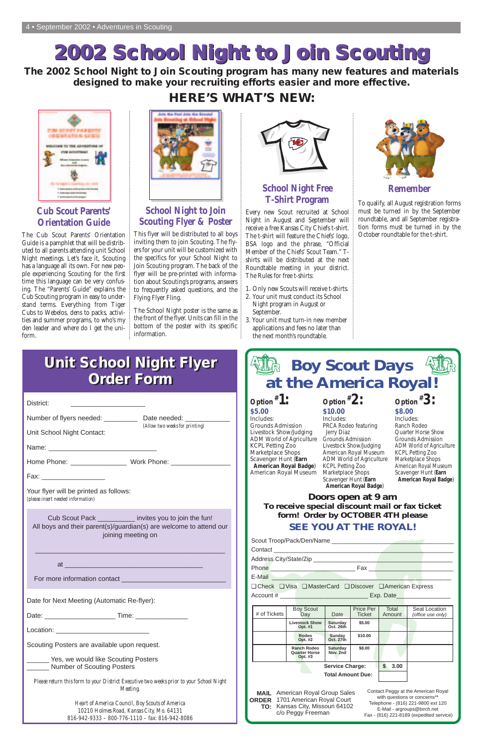# 2002 School Night to Join Scouting

**The 2002 School Night to Join Scouting program has many new features and materials designed to make your recruiting efforts easier and more effective.**

## HERE'S WHAT'S NEW:

### Cub Scout Parents' Orientation Guide

The Cub Scout Parents' Orientation Guide is a pamphlet that will be distributed to all parents attending unit School Night meetings. Let's face it, Scouting has a language all its own. For new people experiencing Scouting for the first time this language can be very confusing. The "Parents' Guide" explains the Cub Scouting program in easy to understand terms. Everything from Tiger Cubs to Webelos, dens to packs, activities and summer programs, to who's my den leader and where do I get the uniform.

### School Night to Join Scouting Flyer & Poster

This flyer will be distributed to all boys inviting them to join scouting. The flyers for your unit will be customized with the specifics for your School Night to Join Scouting program. The back of the flyer will be pre-printed with information about Scouting's programs, answers to frequently asked questions, and the Flying Flyer Fling.

The School Night poster is the same as the front of the flyer. Units can fill in the bottom of the poster with its specific information.

### School Night Free T-Shirt Program

Every new Scout recruited at School Night in August and September will receive a free Kansas City Chiefs t-shirt. The t-shirt will feature the Chiefs' logo, BSA logo and the phrase, "Official Member of the Chiefs' Scout Team." T-shirts will be distributed at the next Roundtable meeting in your district. The Rules for free t-shirts:

1. Only new Scouts will receive t-shirts.
2. Your unit must conduct its School Night program in August or September.
3. Your unit must turn-in new member applications and fees no later than the next month's roundtable.

### Remember

To qualify, all August registration forms must be turned in by the September roundtable, and all September registration forms must be turned in by the October roundtable for the t-shirt.

## Unit School Night Flyer Order Form

District: ____________________

Number of flyers needed: _________ Date needed: ____________
(Allow two weeks for printing)

Unit School Night Contact:

Name: ______________________________

Home Phone: _______________ Work Phone: _______________

Fax: ______________

Your flyer will be printed as follows:
(please insert needed information)

Cub Scout Pack __________ invites you to join the fun!
All boys and their parent(s)/guardian(s) are welcome to attend our joining meeting on

______________________________________________

at ___________________________________

For more information contact ___________________________

Date for Next Meeting (Automatic Re-flyer):

Date: __________________ Time: ______________

Location: ________________________

Scouting Posters are available upon request.

______ Yes, we would like Scouting Posters
______ Number of Scouting Posters

*Please return this form to your District Executive two weeks prior to your School Night Meeting.*

*Heart of America Council, Boy Scouts of America*
*10210 Holmes Road, Kansas City, Mo. 64131*
*816-942-9333 – 800-776-1110 – fax: 816-942-8086*

## Boy Scout Days at the America Royal!

**Option #1: $5.00**
Includes:
Grounds Admission
Livestock Show/Judging
ADM World of Agriculture
KCPL Petting Zoo
Marketplace Shops
Scavenger Hunt (**Earn American Royal Badge**)
American Royal Museum

**Option #2: $10.00**
Includes:
PRCA Rodeo featuring Jerry Diaz
Grounds Admission
Livestock Show/Judging
American Royal Museum
ADM World of Agriculture
KCPL Petting Zoo
Marketplace Shops
Scavenger Hunt (**Earn American Royal Badge**)

**Option #3: $8.00**
Includes:
Ranch Rodeo
Quarter Horse Show
Grounds Admission
ADM World of Agriculture
KCPL Petting Zoo
Marketplace Shops
American Royal Museum
Scavenger Hunt (**Earn American Royal Badge**)

**Doors open at 9 am**

**To receive special discount mail or fax ticket form! Order by OCTOBER 4TH please**

**SEE YOU AT THE ROYAL!**

Scout Troop/Pack/Den/Name ______________________________
Contact ______________________________
Address City/State/Zip ______________________________
Phone ______________________ Fax ______________________
E-Mail ______________________________
❑Check ❑Visa ❑MasterCard ❑Discover ❑American Express
Account # ______________________ Exp. Date ______________

| # of Tickets | Boy Scout Day | Date | Price Per Ticket | Total Amount | Seat Location (office use only) |
|---|---|---|---|---|---|
| | Livestock Show Opt. #1 | Saturday Oct. 26th | $5.00 | | |
| | Rodeo Opt. #2 | Sunday Oct. 27th | $10.00 | | |
| | Ranch Rodeo Quarter Horse Opt. #3 | Saturday Nov. 2nd | $8.00 | | |
| | | Service Charge: | | $ 3.00 | |
| | | Total Amount Due: | | | |

**MAIL ORDER TO:** American Royal Group Sales
1701 American Royal Court
Kansas City, Missouri 64102
c/o Peggy Freeman

Contact Peggy at the American Royal with questions or concerns**
Telephone - (816) 221-9800 ext 120
E-Mail - argroups@birch.net
Fax - (816) 221-8189 (expedited service)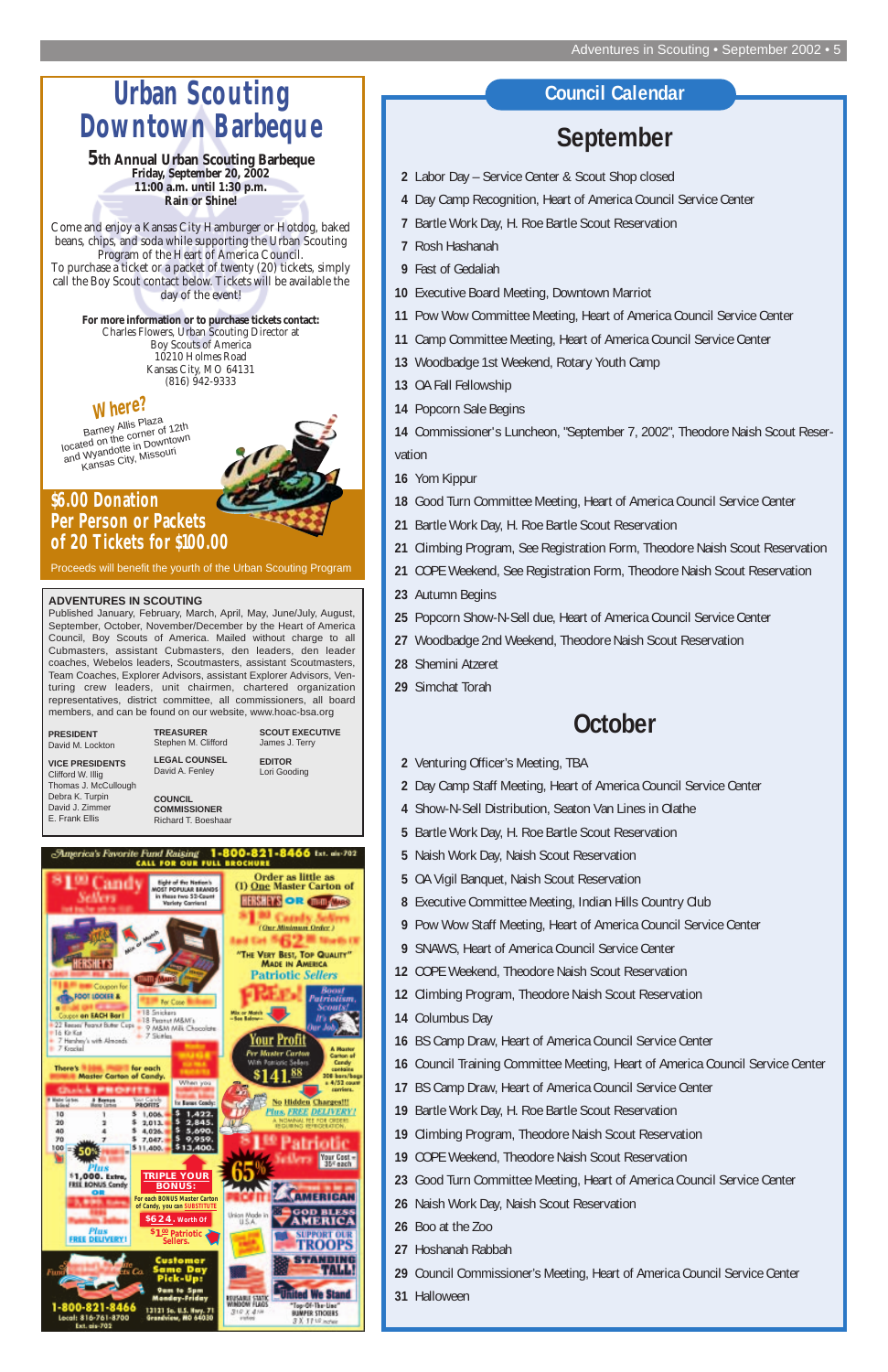# Urban Scouting Downtown Barbeque

**5th Annual Urban Scouting Barbeque**
**Friday, September 20, 2002**
**11:00 a.m. until 1:30 p.m.**
**Rain or Shine!**

Come and enjoy a Kansas City Hamburger or Hotdog, baked beans, chips, and soda while supporting the Urban Scouting Program of the Heart of America Council.
To purchase a ticket or a packet of twenty (20) tickets, simply call the Boy Scout contact below. Tickets will be available the day of the event!

**For more information or to purchase tickets contact:**
Charles Flowers, Urban Scouting Director at
Boy Scouts of America
10210 Holmes Road
Kansas City, MO 64131
(816) 942-9333

**Where?**
Barney Allis Plaza
located on the corner of 12th and Wyandotte in Downtown Kansas City, Missouri

**$6.00 Donation**
**Per Person or Packets of 20 Tickets for $100.00**

Proceeds will benefit the youth of the Urban Scouting Program

---

**ADVENTURES IN SCOUTING**
Published January, February, March, April, May, June/July, August, September, October, November/December by the Heart of America Council, Boy Scouts of America. Mailed without charge to all Cubmasters, assistant Cubmasters, den leaders, den leader coaches, Webelos leaders, Scoutmasters, assistant Scoutmasters, Team Coaches, Explorer Advisors, assistant Explorer Advisors, Venturing crew leaders, unit chairmen, chartered organization representatives, district committee, all commissioners, all board members, and can be found on our website, www.hoac-bsa.org

**PRESIDENT**
David M. Lockton

**VICE PRESIDENTS**
Clifford W. Illig
Thomas J. McCullough
Debra K. Turpin
David J. Zimmer
E. Frank Ellis

**TREASURER**
Stephen M. Clifford

**LEGAL COUNSEL**
David A. Fenley

**COUNCIL COMMISSIONER**
Richard T. Boeshaar

**SCOUT EXECUTIVE**
James J. Terry

**EDITOR**
Lori Gooding

---

America's Favorite Fund Raising 1-800-821-8466 Ext. ais-702
CALL FOR OUR FULL BROCHURE

$1.00 Candy Sellers

Order as little as (1) One Master Carton of HERSHEY'S OR M&M/MARS

$1.00 Candy Sellers (Our Minimum Order)

And Get $62 Worth of

"The Very Best, Top Quality" Made in America Patriotic Sellers FREE!

Boost Patriotism, Scouts! It's Our Job

Your Profit Per Master Carton With Patriotic Sellers $141.88

No Hidden Charges!!! Plus, FREE DELIVERY!

TRIPLE YOUR BONUS!

$1.00 Patriotic Sellers

Customer Same Day Pick-Up: 9am to 5pm Monday-Friday

1-800-821-8466
Local: 816-761-8700 Ext. ais-702
13131 So. U.S. Hwy. 71 Grandview, MO 64030

---

## Council Calendar

### September

**2** Labor Day – Service Center & Scout Shop closed
**4** Day Camp Recognition, Heart of America Council Service Center
**7** Bartle Work Day, H. Roe Bartle Scout Reservation
**7** Rosh Hashanah
**9** Fast of Gedaliah
**10** Executive Board Meeting, Downtown Marriot
**11** Pow Wow Committee Meeting, Heart of America Council Service Center
**11** Camp Committee Meeting, Heart of America Council Service Center
**13** Woodbadge 1st Weekend, Rotary Youth Camp
**13** OA Fall Fellowship
**14** Popcorn Sale Begins
**14** Commissioner's Luncheon, "September 7, 2002", Theodore Naish Scout Reservation
**16** Yom Kippur
**18** Good Turn Committee Meeting, Heart of America Council Service Center
**21** Bartle Work Day, H. Roe Bartle Scout Reservation
**21** Climbing Program, See Registration Form, Theodore Naish Scout Reservation
**21** COPE Weekend, See Registration Form, Theodore Naish Scout Reservation
**23** Autumn Begins
**25** Popcorn Show-N-Sell due, Heart of America Council Service Center
**27** Woodbadge 2nd Weekend, Theodore Naish Scout Reservation
**28** Shemini Atzeret
**29** Simchat Torah

### October

**2** Venturing Officer's Meeting, TBA
**2** Day Camp Staff Meeting, Heart of America Council Service Center
**4** Show-N-Sell Distribution, Seaton Van Lines in Olathe
**5** Bartle Work Day, H. Roe Bartle Scout Reservation
**5** Naish Work Day, Naish Scout Reservation
**5** OA Vigil Banquet, Naish Scout Reservation
**8** Executive Committee Meeting, Indian Hills Country Club
**9** Pow Wow Staff Meeting, Heart of America Council Service Center
**9** SNAWS, Heart of America Council Service Center
**12** COPE Weekend, Theodore Naish Scout Reservation
**12** Climbing Program, Theodore Naish Scout Reservation
**14** Columbus Day
**16** BS Camp Draw, Heart of America Council Service Center
**16** Council Training Committee Meeting, Heart of America Council Service Center
**17** BS Camp Draw, Heart of America Council Service Center
**19** Bartle Work Day, H. Roe Bartle Scout Reservation
**19** Climbing Program, Theodore Naish Scout Reservation
**19** COPE Weekend, Theodore Naish Scout Reservation
**23** Good Turn Committee Meeting, Heart of America Council Service Center
**26** Naish Work Day, Naish Scout Reservation
**26** Boo at the Zoo
**27** Hoshanah Rabbah
**29** Council Commissioner's Meeting, Heart of America Council Service Center
**31** Halloween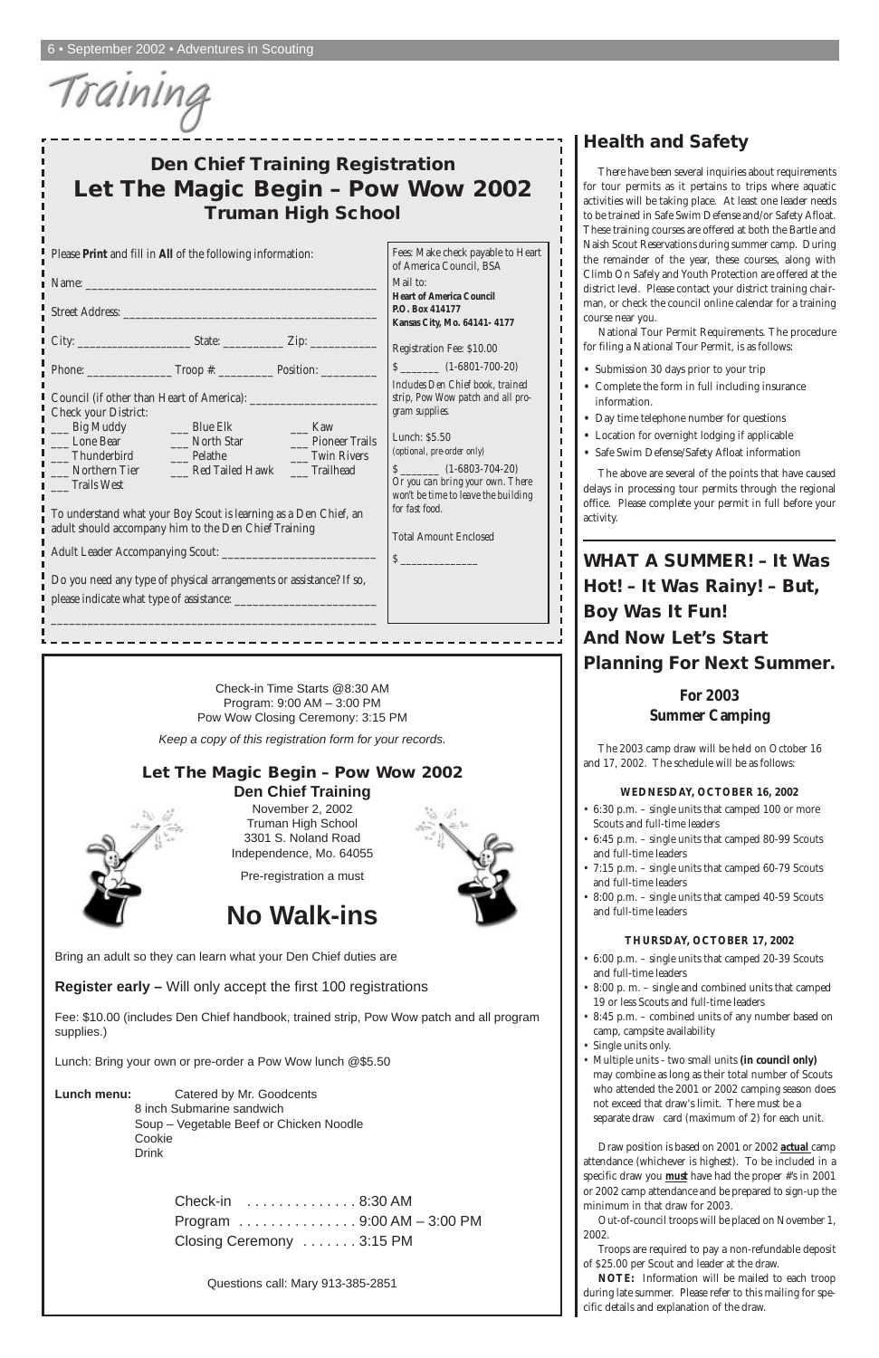# Training

## Den Chief Training Registration

## Let The Magic Begin – Pow Wow 2002

### Truman High School

Please **Print** and fill in **All** of the following information:

Name: ____________________________________________________

Street Address: ____________________________________________

City: ___________________ State: __________ Zip: ___________

Phone: ______________ Troop #: _________ Position: _________

Council (if other than Heart of America): _____________________

Check your District:

| | | |
|---|---|---|
| ___ Big Muddy | ___ Blue Elk | ___ Kaw |
| ___ Lone Bear | ___ North Star | ___ Pioneer Trails |
| ___ Thunderbird | ___ Pelathe | ___ Twin Rivers |
| ___ Northern Tier | ___ Red Tailed Hawk | ___ Trailhead |
| ___ Trails West | | |

To understand what your Boy Scout is learning as a Den Chief, an adult should accompany him to the Den Chief Training

Adult Leader Accompanying Scout: __________________________

Do you need any type of physical arrangements or assistance? If so, please indicate what type of assistance: ________________________

_______________________________________________________

Fees: Make check payable to Heart of America Council, BSA

Mail to:
**Heart of America Council**
**P.O. Box 414177**
**Kansas City, Mo. 64141-4177**

Registration Fee: $10.00

$ _______ (1-6801-700-20)

Includes Den Chief book, trained strip, Pow Wow patch and all program supplies.

Lunch: $5.50
(optional, pre-order only)

$ _______ (1-6803-704-20)
Or you can bring your own. There won't be time to leave the building for fast food.

Total Amount Enclosed

$ _____________

---

Check-in Time Starts @8:30 AM
Program: 9:00 AM – 3:00 PM
Pow Wow Closing Ceremony: 3:15 PM

*Keep a copy of this registration form for your records.*

### Let The Magic Begin – Pow Wow 2002

**Den Chief Training**

November 2, 2002
Truman High School
3301 S. Noland Road
Independence, Mo. 64055

Pre-registration a must

# No Walk-ins

Bring an adult so they can learn what your Den Chief duties are

**Register early –** Will only accept the first 100 registrations

Fee: $10.00 (includes Den Chief handbook, trained strip, Pow Wow patch and all program supplies.)

Lunch: Bring your own or pre-order a Pow Wow lunch @$5.50

**Lunch menu:** Catered by Mr. Goodcents
8 inch Submarine sandwich
Soup – Vegetable Beef or Chicken Noodle
Cookie
Drink

Check-in . . . . . . . . . . . . . . 8:30 AM
Program . . . . . . . . . . . . . . . 9:00 AM – 3:00 PM
Closing Ceremony . . . . . . . 3:15 PM

Questions call: Mary 913-385-2851

## Health and Safety

There have been several inquiries about requirements for tour permits as it pertains to trips where aquatic activities will be taking place. At least one leader needs to be trained in Safe Swim Defense and/or Safety Afloat. These training courses are offered at both the Bartle and Naish Scout Reservations during summer camp. During the remainder of the year, these courses, along with Climb On Safely and Youth Protection are offered at the district level. Please contact your district training chairman, or check the council online calendar for a training course near you.

National Tour Permit Requirements. The procedure for filing a National Tour Permit, is as follows:

- Submission 30 days prior to your trip
- Complete the form in full including insurance information.
- Day time telephone number for questions
- Location for overnight lodging if applicable
- Safe Swim Defense/Safety Afloat information

The above are several of the points that have caused delays in processing tour permits through the regional office. Please complete your permit in full before your activity.

## WHAT A SUMMER! – It Was Hot! – It Was Rainy! – But, Boy Was It Fun! And Now Let's Start Planning For Next Summer.

### For 2003 Summer Camping

The 2003 camp draw will be held on October 16 and 17, 2002. The schedule will be as follows:

**WEDNESDAY, OCTOBER 16, 2002**

- 6:30 p.m. – single units that camped 100 or more Scouts and full-time leaders
- 6:45 p.m. – single units that camped 80-99 Scouts and full-time leaders
- 7:15 p.m. – single units that camped 60-79 Scouts and full-time leaders
- 8:00 p.m. – single units that camped 40-59 Scouts and full-time leaders

**THURSDAY, OCTOBER 17, 2002**

- 6:00 p.m. – single units that camped 20-39 Scouts and full-time leaders
- 8:00 p. m. – single and combined units that camped 19 or less Scouts and full-time leaders
- 8:45 p.m. – combined units of any number based on camp, campsite availability
- Single units only.
- Multiple units - two small units **(in council only)** may combine as long as their total number of Scouts who attended the 2001 or 2002 camping season does not exceed that draw's limit. There must be a separate draw card (maximum of 2) for each unit.

Draw position is based on 2001 or 2002 **actual** camp attendance (whichever is highest). To be included in a specific draw you **must** have had the proper #'s in 2001 or 2002 camp attendance and be prepared to sign-up the minimum in that draw for 2003.

Out-of-council troops will be placed on November 1, 2002.

Troops are required to pay a non-refundable deposit of $25.00 per Scout and leader at the draw.

**NOTE:** Information will be mailed to each troop during late summer. Please refer to this mailing for specific details and explanation of the draw.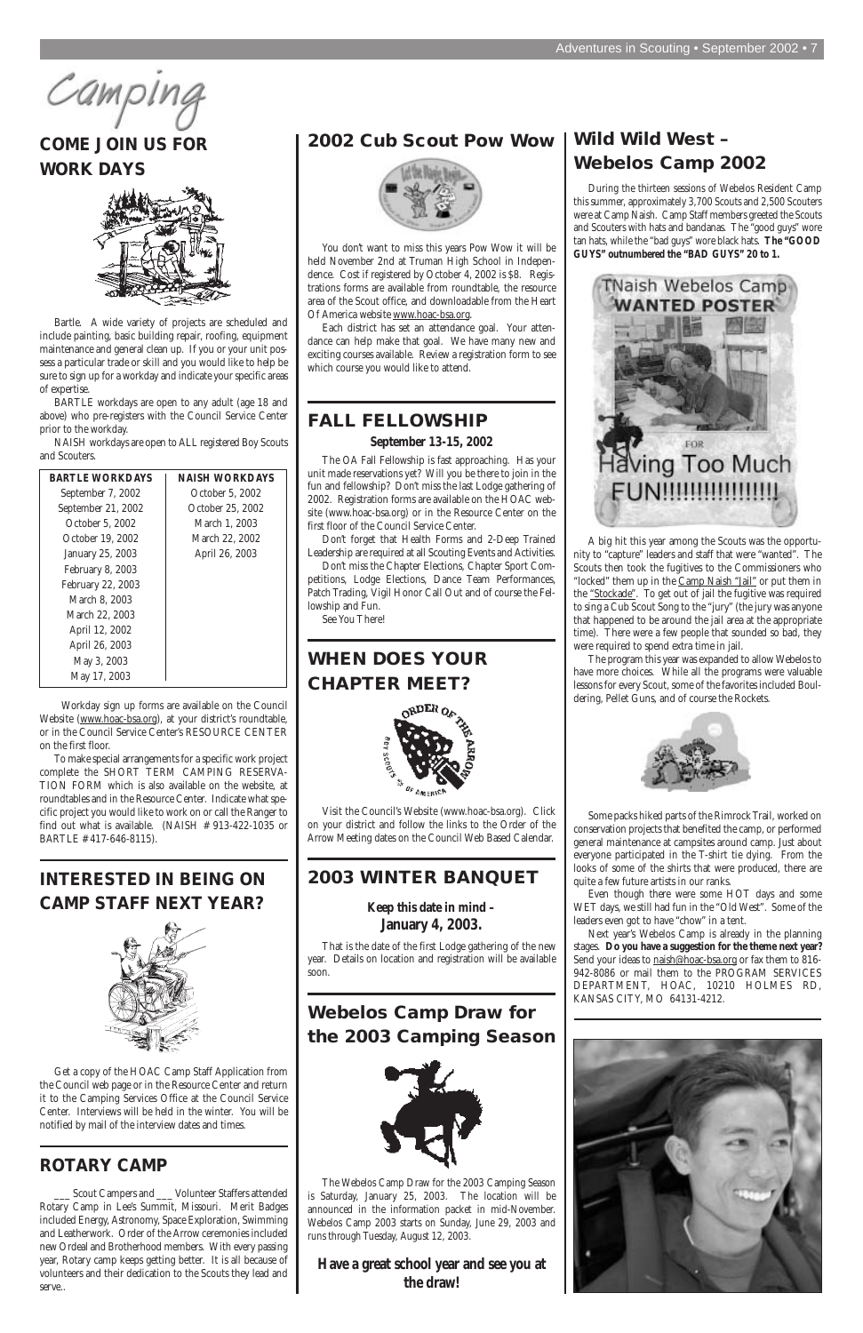# Camping

## COME JOIN US FOR WORK DAYS

Bartle. A wide variety of projects are scheduled and include painting, basic building repair, roofing, equipment maintenance and general clean up. If you or your unit possess a particular trade or skill and you would like to help be sure to sign up for a workday and indicate your specific areas of expertise.

BARTLE workdays are open to any adult (age 18 and above) who pre-registers with the Council Service Center prior to the workday.

NAISH workdays are open to ALL registered Boy Scouts and Scouters.

| BARTLE WORKDAYS | NAISH WORKDAYS |
|---|---|
| September 7, 2002 | October 5, 2002 |
| September 21, 2002 | October 25, 2002 |
| October 5, 2002 | March 1, 2003 |
| October 19, 2002 | March 22, 2002 |
| January 25, 2003 | April 26, 2003 |
| February 8, 2003 | |
| February 22, 2003 | |
| March 8, 2003 | |
| March 22, 2003 | |
| April 12, 2002 | |
| April 26, 2003 | |
| May 3, 2003 | |
| May 17, 2003 | |

Workday sign up forms are available on the Council Website (www.hoac-bsa.org), at your district's roundtable, or in the Council Service Center's RESOURCE CENTER on the first floor.

To make special arrangements for a specific work project complete the SHORT TERM CAMPING RESERVATION FORM which is also available on the website, at roundtables and in the Resource Center. Indicate what specific project you would like to work on or call the Ranger to find out what is available. (NAISH # 913-422-1035 or BARTLE # 417-646-8115).

## INTERESTED IN BEING ON CAMP STAFF NEXT YEAR?

Get a copy of the HOAC Camp Staff Application from the Council web page or in the Resource Center and return it to the Camping Services Office at the Council Service Center. Interviews will be held in the winter. You will be notified by mail of the interview dates and times.

## ROTARY CAMP

___ Scout Campers and ___ Volunteer Staffers attended Rotary Camp in Lee's Summit, Missouri. Merit Badges included Energy, Astronomy, Space Exploration, Swimming and Leatherwork. Order of the Arrow ceremonies included new Ordeal and Brotherhood members. With every passing year, Rotary camp keeps getting better. It is all because of volunteers and their dedication to the Scouts they lead and serve..

## 2002 Cub Scout Pow Wow

You don't want to miss this years Pow Wow it will be held November 2nd at Truman High School in Independence. Cost if registered by October 4, 2002 is $8. Registrations forms are available from roundtable, the resource area of the Scout office, and downloadable from the Heart Of America website www.hoac-bsa.org.

Each district has set an attendance goal. Your attendance can help make that goal. We have many new and exciting courses available. Review a registration form to see which course you would like to attend.

## FALL FELLOWSHIP

**September 13-15, 2002**

The OA Fall Fellowship is fast approaching. Has your unit made reservations yet? Will you be there to join in the fun and fellowship? Don't miss the last Lodge gathering of 2002. Registration forms are available on the HOAC website (www.hoac-bsa.org) or in the Resource Center on the first floor of the Council Service Center.

Don't forget that Health Forms and 2-Deep Trained Leadership are required at all Scouting Events and Activities.

Don't miss the Chapter Elections, Chapter Sport Competitions, Lodge Elections, Dance Team Performances, Patch Trading, Vigil Honor Call Out and of course the Fellowship and Fun.

See You There!

## WHEN DOES YOUR CHAPTER MEET?

Visit the Council's Website (www.hoac-bsa.org). Click on your district and follow the links to the Order of the Arrow Meeting dates on the Council Web Based Calendar.

## 2003 WINTER BANQUET

**Keep this date in mind – January 4, 2003.**

That is the date of the first Lodge gathering of the new year. Details on location and registration will be available soon.

## Webelos Camp Draw for the 2003 Camping Season

The Webelos Camp Draw for the 2003 Camping Season is Saturday, January 25, 2003. The location will be announced in the information packet in mid-November. Webelos Camp 2003 starts on Sunday, June 29, 2003 and runs through Tuesday, August 12, 2003.

**Have a great school year and see you at the draw!**

## Wild Wild West – Webelos Camp 2002

During the thirteen sessions of Webelos Resident Camp this summer, approximately 3,700 Scouts and 2,500 Scouters were at Camp Naish. Camp Staff members greeted the Scouts and Scouters with hats and bandanas. The "good guys" wore tan hats, while the "bad guys" wore black hats. **The "GOOD GUYS" outnumbered the "BAD GUYS" 20 to 1.**

Naish Webelos Camp
WANTED POSTER
FOR
Having Too Much FUN!!!!!!!!!!!!!!!

A big hit this year among the Scouts was the opportunity to "capture" leaders and staff that were "wanted". The Scouts then took the fugitives to the Commissioners who "locked" them up in the Camp Naish "Jail" or put them in the "Stockade". To get out of jail the fugitive was required to sing a Cub Scout Song to the "jury" (the jury was anyone that happened to be around the jail area at the appropriate time). There were a few people that sounded so bad, they were required to spend extra time in jail.

The program this year was expanded to allow Webelos to have more choices. While all the programs were valuable lessons for every Scout, some of the favorites included Bouldering, Pellet Guns, and of course the Rockets.

Some packs hiked parts of the Rimrock Trail, worked on conservation projects that benefited the camp, or performed general maintenance at campsites around camp. Just about everyone participated in the T-shirt tie dying. From the looks of some of the shirts that were produced, there are quite a few future artists in our ranks.

Even though there were some HOT days and some WET days, we still had fun in the "Old West". Some of the leaders even got to have "chow" in a tent.

Next year's Webelos Camp is already in the planning stages. **Do you have a suggestion for the theme next year?** Send your ideas to naish@hoac-bsa.org or fax them to 816-942-8086 or mail them to the PROGRAM SERVICES DEPARTMENT, HOAC, 10210 HOLMES RD, KANSAS CITY, MO 64131-4212.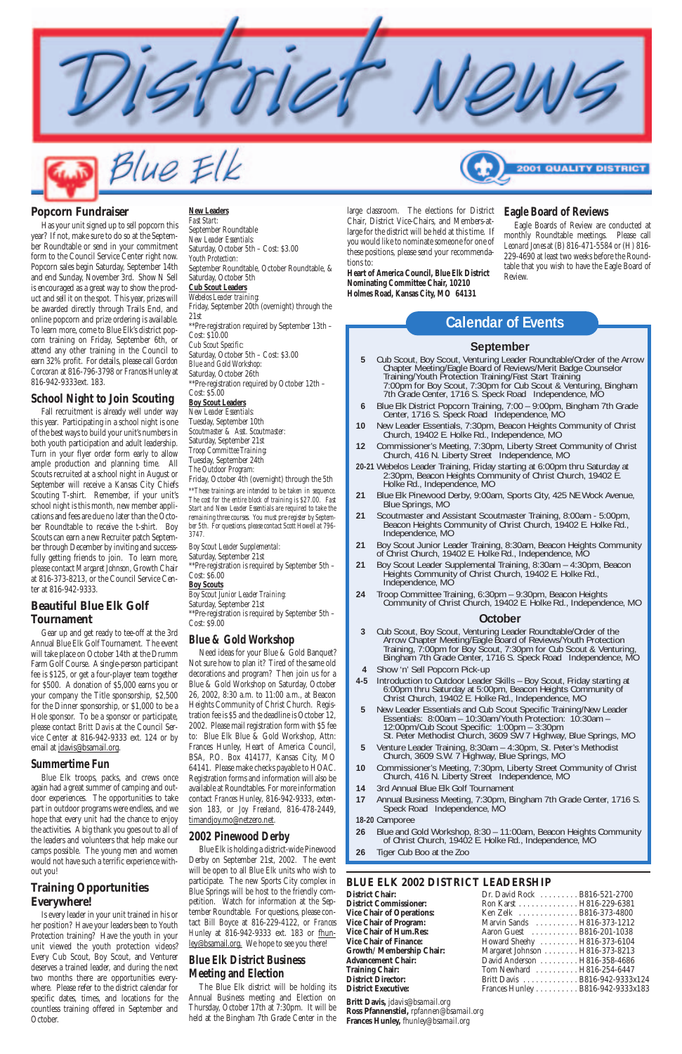# District News

## Blue Elk

2001 QUALITY DISTRICT

## Popcorn Fundraiser

Has your unit signed up to sell popcorn this year? If not, make sure to do so at the September Roundtable or send in your commitment form to the Council Service Center right now. Popcorn sales begin Saturday, September 14th and end Sunday, November 3rd. Show N Sell is encouraged as a great way to show the product and sell it on the spot. This year, prizes will be awarded directly through Trails End, and online popcorn and prize ordering is available. To learn more, come to Blue Elk's district popcorn training on Friday, September 6th, or attend any other training in the Council to earn 32% profit. For details, please call Gordon Corcoran at 816-796-3798 or Frances Hunley at 816-942-9333ext. 183.

## School Night to Join Scouting

Fall recruitment is already well under way this year. Participating in a school night is one of the best ways to build your unit's numbers in both youth participation and adult leadership. Turn in your flyer order form early to allow ample production and planning time. All Scouts recruited at a school night in August or September will receive a Kansas City Chiefs Scouting T-shirt. Remember, if your unit's school night is this month, new member applications and fees are due no later than the October Roundtable to receive the t-shirt. Boy Scouts can earn a new Recruiter patch September through December by inviting and successfully getting friends to join. To learn more, please contact Margaret Johnson, Growth Chair at 816-373-8213, or the Council Service Center at 816-942-9333.

## Beautiful Blue Elk Golf Tournament

Gear up and get ready to tee-off at the 3rd Annual Blue Elk Golf Tournament. The event will take place on October 14th at the Drumm Farm Golf Course. A single-person participant fee is $125, or get a four-player team together for $500. A donation of $5,000 earns you or your company the Title sponsorship, $2,500 for the Dinner sponsorship, or $1,000 to be a Hole sponsor. To be a sponsor or participate, please contact Britt Davis at the Council Service Center at 816-942-9333 ext. 124 or by email at jdavis@bsamail.org.

## Summertime Fun

Blue Elk troops, packs, and crews once again had a great summer of camping and outdoor experiences. The opportunities to take part in outdoor programs were endless, and we hope that every unit had the chance to enjoy the activities. A big thank you goes out to all of the leaders and volunteers that help make our camps possible. The young men and women would not have such a terrific experience without you!

## Training Opportunities Everywhere!

Is every leader in your unit trained in his or her position? Have your leaders been to Youth Protection training? Have the youth in your unit viewed the youth protection videos? Every Cub Scout, Boy Scout, and Venturer deserves a trained leader, and during the next two months there are opportunities everywhere. Please refer to the district calendar for specific dates, times, and locations for the countless training offered in September and October.

**New Leaders**

*Fast Start:*
September Roundtable
*New Leader Essentials:*
Saturday, October 5th – Cost: $3.00
*Youth Protection:*
September Roundtable, October Roundtable, & Saturday, October 5th

**Cub Scout Leaders**

*Webelos Leader training:*
Friday, September 20th (overnight) through the 21st
**Pre-registration required by September 13th – Cost: $10.00
*Cub Scout Specific:*
Saturday, October 5th – Cost: $3.00
*Blue and Gold Workshop:*
Saturday, October 26th
**Pre-registration required by October 12th – Cost: $5.00

**Boy Scout Leaders**

*New Leader Essentials:*
Tuesday, September 10th
*Scoutmaster & Asst. Scoutmaster:*
Saturday, September 21st
*Troop Committee Training:*
Tuesday, September 24th
*The Outdoor Program:*
Friday, October 4th (overnight) through the 5th
**These trainings are intended to be taken in sequence. The cost for the entire block of training is $27.00. Fast Start and New Leader Essentials are required to take the remaining three courses. You must pre-register by September 5th. For questions, please contact Scott Howell at 796-3747.

*Boy Scout Leader Supplemental:*
Saturday, September 21st
**Pre-registration is required by September 5th – Cost: $6.00

**Boy Scouts**

*Boy Scout Junior Leader Training:*
Saturday, September 21st
**Pre-registration is required by September 5th – Cost: $9.00

## Blue & Gold Workshop

Need ideas for your Blue & Gold Banquet? Not sure how to plan it? Tired of the same old decorations and program? Then join us for a Blue & Gold Workshop on Saturday, October 26, 2002, 8:30 a.m. to 11:00 a.m., at Beacon Heights Community of Christ Church. Registration fee is $5 and the deadline is October 12, 2002. Please mail registration form with $5 fee to: Blue Elk Blue & Gold Workshop, Attn: Frances Hunley, Heart of America Council, BSA, P.O. Box 414177, Kansas City, MO 64141. Please make checks payable to HOAC. Registration forms and information will also be available at Roundtables. For more information contact Frances Hunley, 816-942-9333, extension 183, or Joy Freeland, 816-478-2449, timandjoy.mo@netzero.net.

## 2002 Pinewood Derby

Blue Elk is holding a district-wide Pinewood Derby on September 21st, 2002. The event will be open to all Blue Elk units who wish to participate. The new Sports City complex in Blue Springs will be host to the friendly competition. Watch for information at the September Roundtable. For questions, please contact Bill Boyce at 816-229-4122, or Frances Hunley at 816-942-9333 ext. 183 or fhunley@bsamail.org. We hope to see you there!

## Blue Elk District Business Meeting and Election

The Blue Elk district will be holding its Annual Business meeting and Election on Thursday, October 17th at 7:30pm. It will be held at the Bingham 7th Grade Center in the large classroom. The elections for District Chair, District Vice-Chairs, and Members-at-large for the district will be held at this time. If you would like to nominate someone for one of these positions, please send your recommendations to:

**Heart of America Council, Blue Elk District Nominating Committee Chair, 10210 Holmes Road, Kansas City, MO 64131**

## Eagle Board of Reviews

Eagle Boards of Review are conducted at monthly Roundtable meetings. Please call Leonard Jones at (B) 816-471-5584 or (H) 816-229-4690 at least two weeks before the Roundtable that you wish to have the Eagle Board of Review.

## Calendar of Events

### September

- **5** Cub Scout, Boy Scout, Venturing Leader Roundtable/Order of the Arrow Chapter Meeting/Eagle Board of Reviews/Merit Badge Counselor Training/Youth Protection Training/Fast Start Training 7:00pm for Boy Scout, 7:30pm for Cub Scout & Venturing, Bingham 7th Grade Center, 1716 S. Speck Road Independence, MO
- **6** Blue Elk District Popcorn Training, 7:00 – 9:00pm, Bingham 7th Grade Center, 1716 S. Speck Road Independence, MO
- **10** New Leader Essentials, 7:30pm, Beacon Heights Community of Christ Church, 19402 E. Holke Rd., Independence, MO
- **12** Commissioner's Meeting, 7:30pm, Liberty Street Community of Christ Church, 416 N. Liberty Street Independence, MO
- **20-21** Webelos Leader Training, Friday starting at 6:00pm thru Saturday at 2:30pm, Beacon Heights Community of Christ Church, 19402 E. Holke Rd., Independence, MO
- **21** Blue Elk Pinewood Derby, 9:00am, Sports City, 425 NE Wock Avenue, Blue Springs, MO
- **21** Scoutmaster and Assistant Scoutmaster Training, 8:00am - 5:00pm, Beacon Heights Community of Christ Church, 19402 E. Holke Rd., Independence, MO
- **21** Boy Scout Junior Leader Training, 8:30am, Beacon Heights Community of Christ Church, 19402 E. Holke Rd., Independence, MO
- **21** Boy Scout Leader Supplemental Training, 8:30am – 4:30pm, Beacon Heights Community of Christ Church, 19402 E. Holke Rd., Independence, MO
- **24** Troop Committee Training, 6:30pm – 9:30pm, Beacon Heights Community of Christ Church, 19402 E. Holke Rd., Independence, MO

### October

- **3** Cub Scout, Boy Scout, Venturing Leader Roundtable/Order of the Arrow Chapter Meeting/Eagle Board of Reviews/Youth Protection Training, 7:00pm for Boy Scout, 7:30pm for Cub Scout & Venturing, Bingham 7th Grade Center, 1716 S. Speck Road Independence, MO
- **4** Show 'n' Sell Popcorn Pick-up
- **4-5** Introduction to Outdoor Leader Skills – Boy Scout, Friday starting at 6:00pm thru Saturday at 5:00pm, Beacon Heights Community of Christ Church, 19402 E. Holke Rd., Independence, MO
- **5** New Leader Essentials and Cub Scout Specific Training/New Leader Essentials: 8:00am – 10:30am/Youth Protection: 10:30am – 12:00pm/Cub Scout Specific: 1:00pm – 3:30pm St. Peter Methodist Church, 3609 SW 7 Highway, Blue Springs, MO
- **5** Venture Leader Training, 8:30am – 4:30pm, St. Peter's Methodist Church, 3609 S.W. 7 Highway, Blue Springs, MO
- **10** Commissioner's Meeting, 7:30pm, Liberty Street Community of Christ Church, 416 N. Liberty Street Independence, MO
- **14** 3rd Annual Blue Elk Golf Tournament
- **17** Annual Business Meeting, 7:30pm, Bingham 7th Grade Center, 1716 S. Speck Road Independence, MO
- **18-20** Camporee
- **26** Blue and Gold Workshop, 8:30 – 11:00am, Beacon Heights Community of Christ Church, 19402 E. Holke Rd., Independence, MO
- **26** Tiger Cub Boo at the Zoo

## BLUE ELK 2002 DISTRICT LEADERSHIP

| | | |
|---|---|---|
| **District Chair:** | Dr. David Rock | B816-521-2700 |
| **District Commissioner:** | Ron Karst | H 816-229-6381 |
| **Vice Chair of Operations:** | Ken Zelk | B816-373-4800 |
| **Vice Chair of Program:** | Marvin Sands | H 816-373-1212 |
| **Vice Chair of Hum.Res:** | Aaron Guest | B816-201-1038 |
| **Vice Chair of Finance:** | Howard Sheehy | H 816-373-6104 |
| **Growth/ Membership Chair:** | Margaret Johnson | H 816-373-8213 |
| **Advancement Chair:** | David Anderson | H 816-358-4686 |
| **Training Chair:** | Tom Newhard | H 816-254-6447 |
| **District Director:** | Britt Davis | B816-942-9333x124 |
| **District Executive:** | Frances Hunley | B816-942-9333x183 |

**Britt Davis,** jdavis@bsamail.org
**Ross Pfannenstiel,** rpfannen@bsamail.org
**Frances Hunley,** fhunley@bsamail.org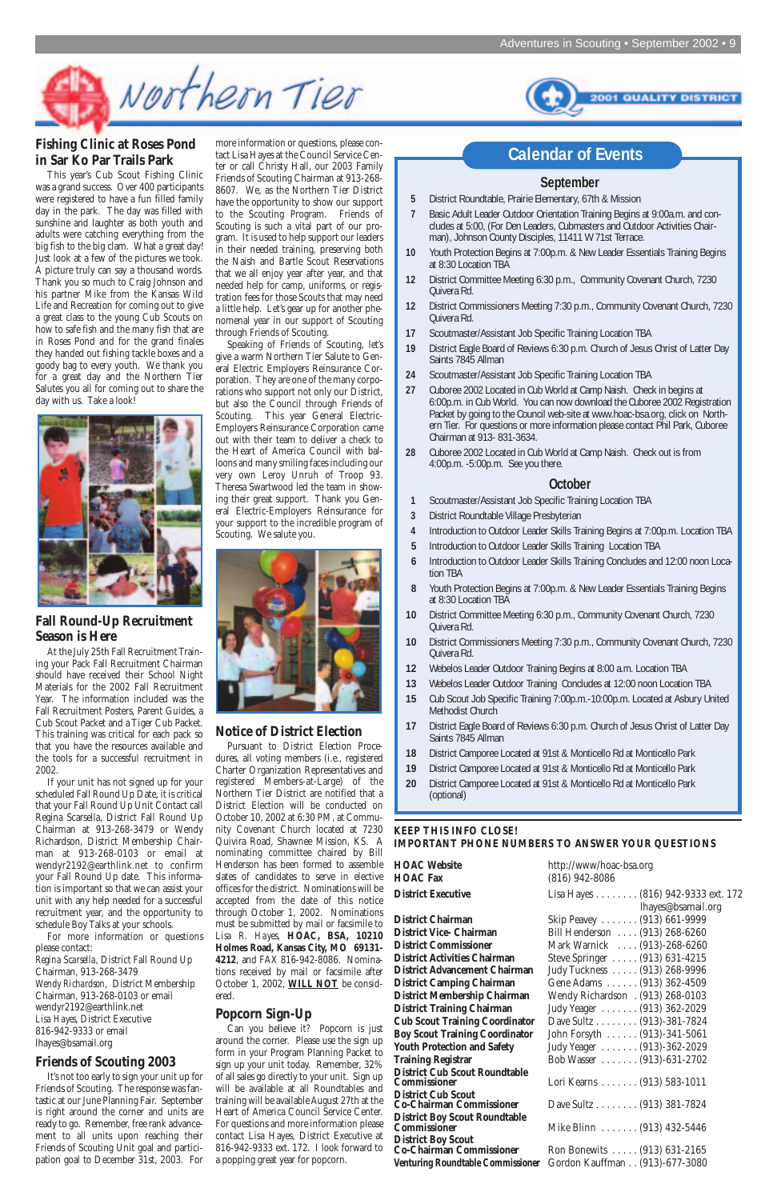# Northern Tier

2001 QUALITY DISTRICT

## Fishing Clinic at Roses Pond in Sar Ko Par Trails Park

This year's Cub Scout Fishing Clinic was a grand success. Over 400 participants were registered to have a fun filled family day in the park. The day was filled with sunshine and laughter as both youth and adults were catching everything from the big fish to the big clam. What a great day! Just look at a few of the pictures we took. A picture truly can say a thousand words. Thank you so much to Craig Johnson and his partner Mike from the Kansas Wild Life and Recreation for coming out to give a great class to the young Cub Scouts on how to safe fish and the many fish that are in Roses Pond and for the grand finales they handed out fishing tackle boxes and a goody bag to every youth. We thank you for a great day and the Northern Tier Salutes you all for coming out to share the day with us. Take a look!

## Fall Round-Up Recruitment Season is Here

At the July 25th Fall Recruitment Training your Pack Fall Recruitment Chairman should have received their School Night Materials for the 2002 Fall Recruitment Year. The information included was the Fall Recruitment Posters, Parent Guides, a Cub Scout Packet and a Tiger Cub Packet. This training was critical for each pack so that you have the resources available and the tools for a successful recruitment in 2002.

If your unit has not signed up for your scheduled Fall Round Up Date, it is critical that your Fall Round Up Unit Contact call Regina Scarsella, District Fall Round Up Chairman at 913-268-3479 or Wendy Richardson, District Membership Chairman at 913-268-0103 or email at wendyr2192@earthlink.net to confirm your Fall Round Up date. This information is important so that we can assist your unit with any help needed for a successful recruitment year, and the opportunity to schedule Boy Talks at your schools.

For more information or questions please contact:

*Regina Scarsella*, District Fall Round Up Chairman, 913-268-3479
*Wendy Richardson*, District Membership Chairman, 913-268-0103 or email wendyr2192@earthlink.net
*Lisa Hayes*, District Executive 816-942-9333 or email lhayes@bsamail.org

## Friends of Scouting 2003

It's not too early to sign your unit up for Friends of Scouting. The response was fantastic at our June Planning Fair. September is right around the corner and units are ready to go. Remember, free rank advancement to all units upon reaching their Friends of Scouting Unit goal and participation goal to December 31st, 2003. For more information or questions, please contact Lisa Hayes at the Council Service Center or call Christy Hall, our 2003 Family Friends of Scouting Chairman at 913-268-8607. We, as the Northern Tier District have the opportunity to show our support to the Scouting Program. Friends of Scouting is such a vital part of our program. It is used to help support our leaders in their needed training, preserving both the Naish and Bartle Scout Reservations that we all enjoy year after year, and that needed help for camp, uniforms, or registration fees for those Scouts that may need a little help. Let's gear up for another phenomenal year in our support of Scouting through Friends of Scouting.

Speaking of Friends of Scouting, let's give a warm Northern Tier Salute to General Electric Employers Reinsurance Corporation. They are one of the many corporations who support not only our District, but also the Council through Friends of Scouting. This year General Electric-Employers Reinsurance Corporation came out with their team to deliver a check to the Heart of America Council with balloons and many smiling faces including our very own Leroy Unruh of Troop 93. Theresa Swartwood led the team in showing their great support. Thank you General Electric-Employers Reinsurance for your support to the incredible program of Scouting. We salute you.

## Notice of District Election

Pursuant to District Election Procedures, all voting members (i.e., registered Charter Organization Representatives and registered Members-at-Large) of the Northern Tier District are notified that a District Election will be conducted on October 10, 2002 at 6:30 PM, at Community Covenant Church located at 7230 Quivira Road, Shawnee Mission, KS. A nominating committee chaired by Bill Henderson has been formed to assemble slates of candidates to serve in elective offices for the district. Nominations will be accepted from the date of this notice through October 1, 2002. Nominations must be submitted by mail or facsimile to *Lisa R. Hayes*, **HOAC, BSA, 10210 Holmes Road, Kansas City, MO 69131-4212**, and FAX 816-942-8086. Nominations received by mail or facsimile after October 1, 2002, **WILL NOT** be considered.

## Popcorn Sign-Up

Can you believe it? Popcorn is just around the corner. Please use the sign up form in your Program Planning Packet to sign up your unit today. Remember, 32% of all sales go directly to your unit. Sign up will be available at all Roundtables and training will be available August 27th at the Heart of America Council Service Center. For questions and more information please contact Lisa Hayes, District Executive at 816-942-9333 ext. 172. I look forward to a popping great year for popcorn.

## Calendar of Events

### September

| | |
|---|---|
| **5** | District Roundtable, Prairie Elementary, 67th & Mission |
| **7** | Basic Adult Leader Outdoor Orientation Training Begins at 9:00a.m. and concludes at 5:00, (For Den Leaders, Cubmasters and Outdoor Activities Chairman), Johnson County Disciples, 11411 W 71st Terrace. |
| **10** | Youth Protection Begins at 7:00p.m. & New Leader Essentials Training Begins at 8:30 Location TBA |
| **12** | District Committee Meeting 6:30 p.m., Community Covenant Church, 7230 Quivera Rd. |
| **12** | District Commissioners Meeting 7:30 p.m., Community Covenant Church, 7230 Quivera Rd. |
| **17** | Scoutmaster/Assistant Job Specific Training Location TBA |
| **19** | District Eagle Board of Reviews 6:30 p.m. Church of Jesus Christ of Latter Day Saints 7845 Allman |
| **24** | Scoutmaster/Assistant Job Specific Training Location TBA |
| **27** | Cuboree 2002 Located in Cub World at Camp Naish. Check in begins at 6:00p.m. in Cub World. You can now download the Cuboree 2002 Registration Packet by going to the Council web-site at www.hoac-bsa.org, click on Northern Tier. For questions or more information please contact Phil Park, Cuboree Chairman at 913- 831-3634. |
| **28** | Cuboree 2002 Located in Cub World at Camp Naish. Check out is from 4:00p.m. -5:00p.m. See you there. |

### October

| | |
|---|---|
| **1** | Scoutmaster/Assistant Job Specific Training Location TBA |
| **3** | District Roundtable Village Presbyterian |
| **4** | Introduction to Outdoor Leader Skills Training Begins at 7:00p.m. Location TBA |
| **5** | Introduction to Outdoor Leader Skills Training Location TBA |
| **6** | Introduction to Outdoor Leader Skills Training Concludes and 12:00 noon Location TBA |
| **8** | Youth Protection Begins at 7:00p.m. & New Leader Essentials Training Begins at 8:30 Location TBA |
| **10** | District Committee Meeting 6:30 p.m., Community Covenant Church, 7230 Quivera Rd. |
| **10** | District Commissioners Meeting 7:30 p.m., Community Covenant Church, 7230 Quivera Rd. |
| **12** | Webelos Leader Outdoor Training Begins at 8:00 a.m. Location TBA |
| **13** | Webelos Leader Outdoor Training Concludes at 12:00 noon Location TBA |
| **15** | Cub Scout Job Specific Training 7:00p.m.-10:00p.m. Located at Asbury United Methodist Church |
| **17** | District Eagle Board of Reviews 6:30 p.m. Church of Jesus Christ of Latter Day Saints 7845 Allman |
| **18** | District Camporee Located at 91st & Monticello Rd at Monticello Park |
| **19** | District Camporee Located at 91st & Monticello Rd at Monticello Park |
| **20** | District Camporee Located at 91st & Monticello Rd at Monticello Park (optional) |

**KEEP THIS INFO CLOSE!**
**IMPORTANT PHONE NUMBERS TO ANSWER YOUR QUESTIONS**

| | |
|---|---|
| **HOAC Website** | http://www/hoac-bsa.org |
| **HOAC Fax** | (816) 942-8086 |
| **District Executive** | Lisa Hayes . . . . . . . . (816) 942-9333 ext. 172 lhayes@bsamail.org |
| **District Chairman** | Skip Peavey . . . . . . . (913) 661-9999 |
| **District Vice- Chairman** | Bill Henderson . . . . (913) 268-6260 |
| **District Commissioner** | Mark Warnick . . . . . (913)-268-6260 |
| **District Activities Chairman** | Steve Springer . . . . . (913) 631-4215 |
| **District Advancement Chairman** | Judy Tuckness . . . . . (913) 268-9996 |
| **District Camping Chairman** | Gene Adams . . . . . . (913) 362-4509 |
| **District Membership Chairman** | Wendy Richardson . (913) 268-0103 |
| **District Training Chairman** | Judy Yeager . . . . . . . (913) 362-2029 |
| **Cub Scout Training Coordinator** | Dave Sultz . . . . . . . . (913)-381-7824 |
| **Boy Scout Training Coordinator** | John Forsyth . . . . . . (913)-341-5061 |
| **Youth Protection and Safety** | Judy Yeager . . . . . . . (913)-362-2029 |
| **Training Registrar** | Bob Wasser . . . . . . . (913)-631-2702 |
| **District Cub Scout Roundtable Commissioner** | Lori Kearns . . . . . . . (913) 583-1011 |
| **District Cub Scout Co-Chairman Commissioner** | Dave Sultz . . . . . . . . (913) 381-7824 |
| **District Boy Scout Roundtable Commissioner** | Mike Blinn . . . . . . . (913) 432-5446 |
| **District Boy Scout Co-Chairman Commissioner** | Ron Bonewits . . . . . (913) 631-2165 |
| **Venturing Roundtable Commissioner** | Gordon Kauffman . . (913)-677-3080 |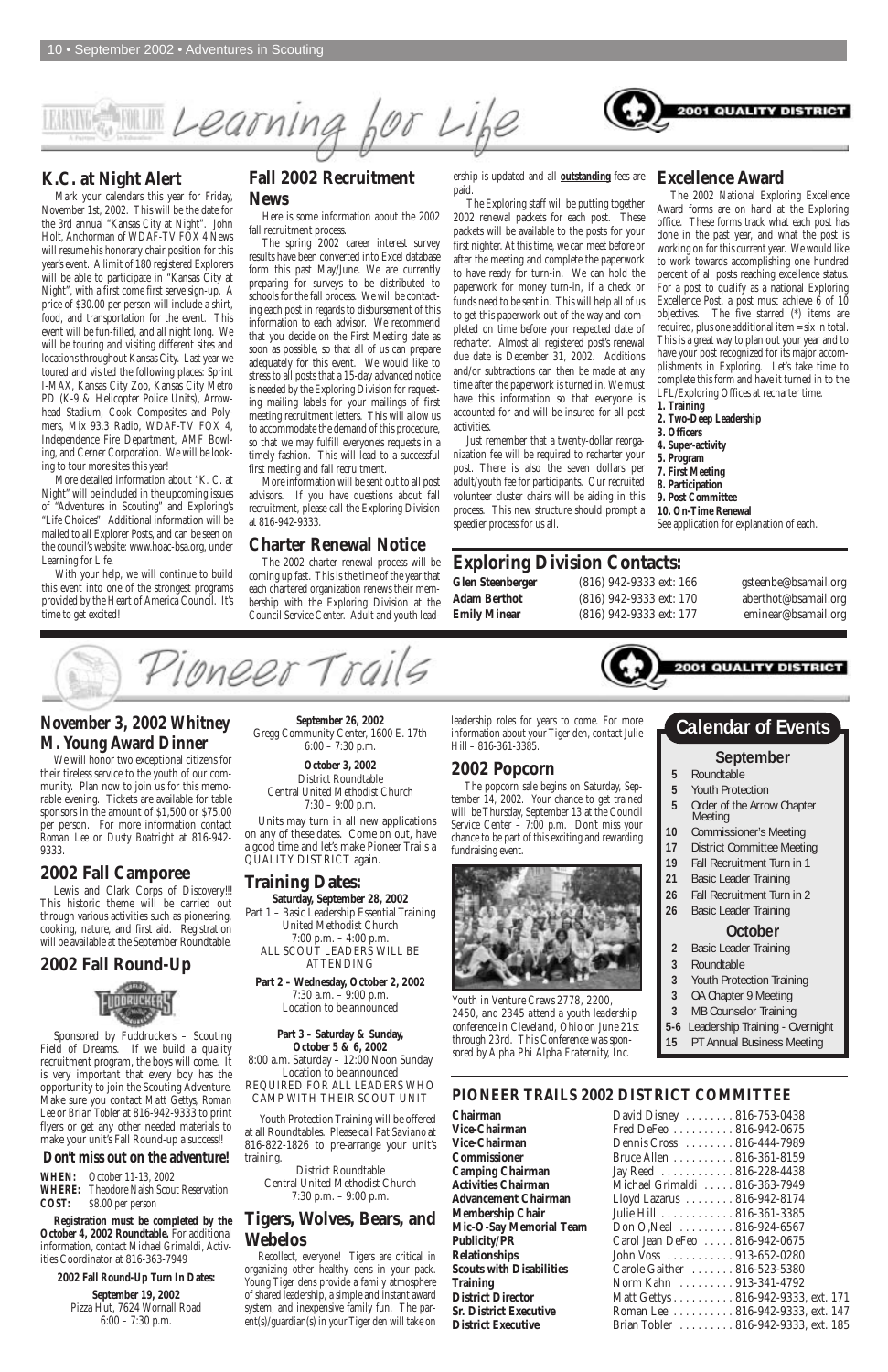# Learning for Life

2001 QUALITY DISTRICT

## K.C. at Night Alert

Mark your calendars this year for Friday, November 1st, 2002. This will be the date for the 3rd annual "Kansas City at Night". John Holt, Anchorman of WDAF-TV FOX 4 News will resume his honorary chair position for this year's event. A limit of 180 registered Explorers will be able to participate in "Kansas City at Night", with a first come first serve sign-up. A price of $30.00 per person will include a shirt, food, and transportation for the event. This event will be fun-filled, and all night long. We will be touring and visiting different sites and locations throughout Kansas City. Last year we toured and visited the following places: Sprint I-MAX, Kansas City Zoo, Kansas City Metro PD (K-9 & Helicopter Police Units), Arrowhead Stadium, Cook Composites and Polymers, Mix 93.3 Radio, WDAF-TV FOX 4, Independence Fire Department, AMF Bowling, and Cerner Corporation. We will be looking to tour more sites this year!

More detailed information about "K. C. at Night" will be included in the upcoming issues of "Adventures in Scouting" and Exploring's "Life Choices". Additional information will be mailed to all Explorer Posts, and can be seen on the council's website: www.hoac-bsa.org, under Learning for Life.

With your help, we will continue to build this event into one of the strongest programs provided by the Heart of America Council. It's time to get excited!

## Fall 2002 Recruitment News

Here is some information about the 2002 fall recruitment process.

The spring 2002 career interest survey results have been converted into Excel database form this past May/June. We are currently preparing for surveys to be distributed to schools for the fall process. We will be contacting each post in regards to disbursement of this information to each advisor. We recommend that you decide on the First Meeting date as soon as possible, so that all of us can prepare adequately for this event. We would like to stress to all posts that a 15-day advanced notice is needed by the Exploring Division for requesting mailing labels for your mailings of first meeting recruitment letters. This will allow us to accommodate the demand of this procedure, so that we may fulfill everyone's requests in a timely fashion. This will lead to a successful first meeting and fall recruitment.

More information will be sent out to all post advisors. If you have questions about fall recruitment, please call the Exploring Division at 816-942-9333.

## Charter Renewal Notice

The 2002 charter renewal process will be coming up fast. This is the time of the year that each chartered organization renews their membership with the Exploring Division at the Council Service Center. Adult and youth leadership is updated and all **outstanding** fees are paid.

The Exploring staff will be putting together 2002 renewal packets for each post. These packets will be available to the posts for your first nighter. At this time, we can meet before or after the meeting and complete the paperwork to have ready for turn-in. We can hold the paperwork for money turn-in, if a check or funds need to be sent in. This will help all of us to get this paperwork out of the way and completed on time before your respected date of recharter. Almost all registered post's renewal due date is December 31, 2002. Additions and/or subtractions can then be made at any time after the paperwork is turned in. We must have this information so that everyone is accounted for and will be insured for all post activities.

Just remember that a twenty-dollar reorganization fee will be required to recharter your post. There is also the seven dollars per adult/youth fee for participants. Our recruited volunteer cluster chairs will be aiding in this process. This new structure should prompt a speedier process for us all.

## Excellence Award

The 2002 National Exploring Excellence Award forms are on hand at the Exploring office. These forms track what each post has done in the past year, and what the post is working on for this current year. We would like to work towards accomplishing one hundred percent of all posts reaching excellence status. For a post to qualify as a national Exploring Excellence Post, a post must achieve 6 of 10 objectives. The five starred (*) items are required, plus one additional item = six in total. This is a great way to plan out your year and to have your post recognized for its major accomplishments in Exploring. Let's take time to complete this form and have it turned in to the LFL/Exploring Offices at recharter time.

**1. Training**
**2. Two-Deep Leadership**
**3. Officers**
**4. Super-activity**
**5. Program**
**7. First Meeting**
**8. Participation**
**9. Post Committee**
**10. On-Time Renewal**

See application for explanation of each.

## Exploring Division Contacts:

| | | |
|---|---|---|
| **Glen Steenberger** | (816) 942-9333 ext: 166 | gsteenbe@bsamail.org |
| **Adam Berthot** | (816) 942-9333 ext: 170 | aberthot@bsamail.org |
| **Emily Minear** | (816) 942-9333 ext: 177 | eminear@bsamail.org |

# Pioneer Trails

2001 QUALITY DISTRICT

## November 3, 2002 Whitney M. Young Award Dinner

We will honor two exceptional citizens for their tireless service to the youth of our community. Plan now to join us for this memorable evening. Tickets are available for table sponsors in the amount of $1,500 or $75.00 per person. For more information contact Roman Lee or Dusty Boatright at 816-942-9333.

## 2002 Fall Camporee

Lewis and Clark Corps of Discovery!!! This historic theme will be carried out through various activities such as pioneering, cooking, nature, and first aid. Registration will be available at the September Roundtable.

## 2002 Fall Round-Up

Sponsored by Fuddruckers – Scouting Field of Dreams. If we build a quality recruitment program, the boys will come. It is very important that every boy has the opportunity to join the Scouting Adventure. Make sure you contact Matt Gettys, Roman Lee or Brian Tobler at 816-942-9333 to print flyers or get any other needed materials to make your unit's Fall Round-up a success!!

### Don't miss out on the adventure!

**WHEN:** October 11-13, 2002
**WHERE:** Theodore Naish Scout Reservation
**COST:** $8.00 per person

**Registration must be completed by the October 4, 2002 Roundtable.** For additional information, contact Michael Grimaldi, Activities Coordinator at 816-363-7949

**2002 Fall Round-Up Turn In Dates:**

**September 19, 2002**
Pizza Hut, 7624 Wornall Road
6:00 – 7:30 p.m.

**September 26, 2002**
Gregg Community Center, 1600 E. 17th
6:00 – 7:30 p.m.

**October 3, 2002**
District Roundtable
Central United Methodist Church
7:30 – 9:00 p.m.

Units may turn in all new applications on any of these dates. Come on out, have a good time and let's make Pioneer Trails a QUALITY DISTRICT again.

## Training Dates:

**Saturday, September 28, 2002**
Part 1 – Basic Leadership Essential Training
United Methodist Church
7:00 p.m. – 4:00 p.m.
ALL SCOUT LEADERS WILL BE ATTENDING

**Part 2 – Wednesday, October 2, 2002**
7:30 a.m. – 9:00 p.m.
Location to be announced

**Part 3 – Saturday & Sunday, October 5 & 6, 2002**
8:00 a.m. Saturday – 12:00 Noon Sunday
Location to be announced
REQUIRED FOR ALL LEADERS WHO CAMP WITH THEIR SCOUT UNIT

Youth Protection Training will be offered at all Roundtables. Please call Pat Saviano at 816-822-1826 to pre-arrange your unit's training.

District Roundtable
Central United Methodist Church
7:30 p.m. – 9:00 p.m.

## Tigers, Wolves, Bears, and Webelos

Recollect, everyone! Tigers are critical in organizing other healthy dens in your pack. Young Tiger dens provide a family atmosphere of shared leadership, a simple and instant award system, and inexpensive family fun. The parent(s)/guardian(s) in your Tiger den will take on leadership roles for years to come. For more information about your Tiger den, contact Julie Hill – 816-361-3385.

## 2002 Popcorn

The popcorn sale begins on Saturday, September 14, 2002. Your chance to get trained will be Thursday, September 13 at the Council Service Center – 7:00 p.m. Don't miss your chance to be part of this exciting and rewarding fundraising event.

Youth in Venture Crews 2778, 2200, 2450, and 2345 attend a youth leadership conference in Cleveland, Ohio on June 21st through 23rd. This Conference was sponsored by Alpha Phi Alpha Fraternity, Inc.

## Calendar of Events

### September

| | |
|---|---|
| **5** | Roundtable |
| **5** | Youth Protection |
| **5** | Order of the Arrow Chapter Meeting |
| **10** | Commissioner's Meeting |
| **17** | District Committee Meeting |
| **19** | Fall Recruitment Turn in 1 |
| **21** | Basic Leader Training |
| **26** | Fall Recruitment Turn in 2 |
| **26** | Basic Leader Training |

### October

| | |
|---|---|
| **2** | Basic Leader Training |
| **3** | Roundtable |
| **3** | Youth Protection Training |
| **3** | OA Chapter 9 Meeting |
| **3** | MB Counselor Training |
| **5-6** | Leadership Training - Overnight |
| **15** | PT Annual Business Meeting |

## PIONEER TRAILS 2002 DISTRICT COMMITTEE

| | |
|---|---|
| **Chairman** | David Disney . . . . . . . . 816-753-0438 |
| **Vice-Chairman** | Fred DeFeo . . . . . . . . . . 816-942-0675 |
| **Vice-Chairman** | Dennis Cross . . . . . . . . 816-444-7989 |
| **Commissioner** | Bruce Allen . . . . . . . . . . 816-361-8159 |
| **Camping Chairman** | Jay Reed . . . . . . . . . . . . 816-228-4438 |
| **Activities Chairman** | Michael Grimaldi . . . . . 816-363-7949 |
| **Advancement Chairman** | Lloyd Lazarus . . . . . . . . 816-942-8174 |
| **Membership Chair** | Julie Hill . . . . . . . . . . . . 816-361-3385 |
| **Mic-O-Say Memorial Team** | Don O,Neal . . . . . . . . . 816-924-6567 |
| **Publicity/PR** | Carol Jean DeFeo . . . . . 816-942-0675 |
| **Relationships** | John Voss . . . . . . . . . . . 913-652-0280 |
| **Scouts with Disabilities** | Carole Gaither . . . . . . . 816-523-5380 |
| **Training** | Norm Kahn . . . . . . . . . . 913-341-4792 |
| **District Director** | Matt Gettys . . . . . . . . . . 816-942-9333, ext. 171 |
| **Sr. District Executive** | Roman Lee . . . . . . . . . . 816-942-9333, ext. 147 |
| **District Executive** | Brian Tobler . . . . . . . . . 816-942-9333, ext. 185 |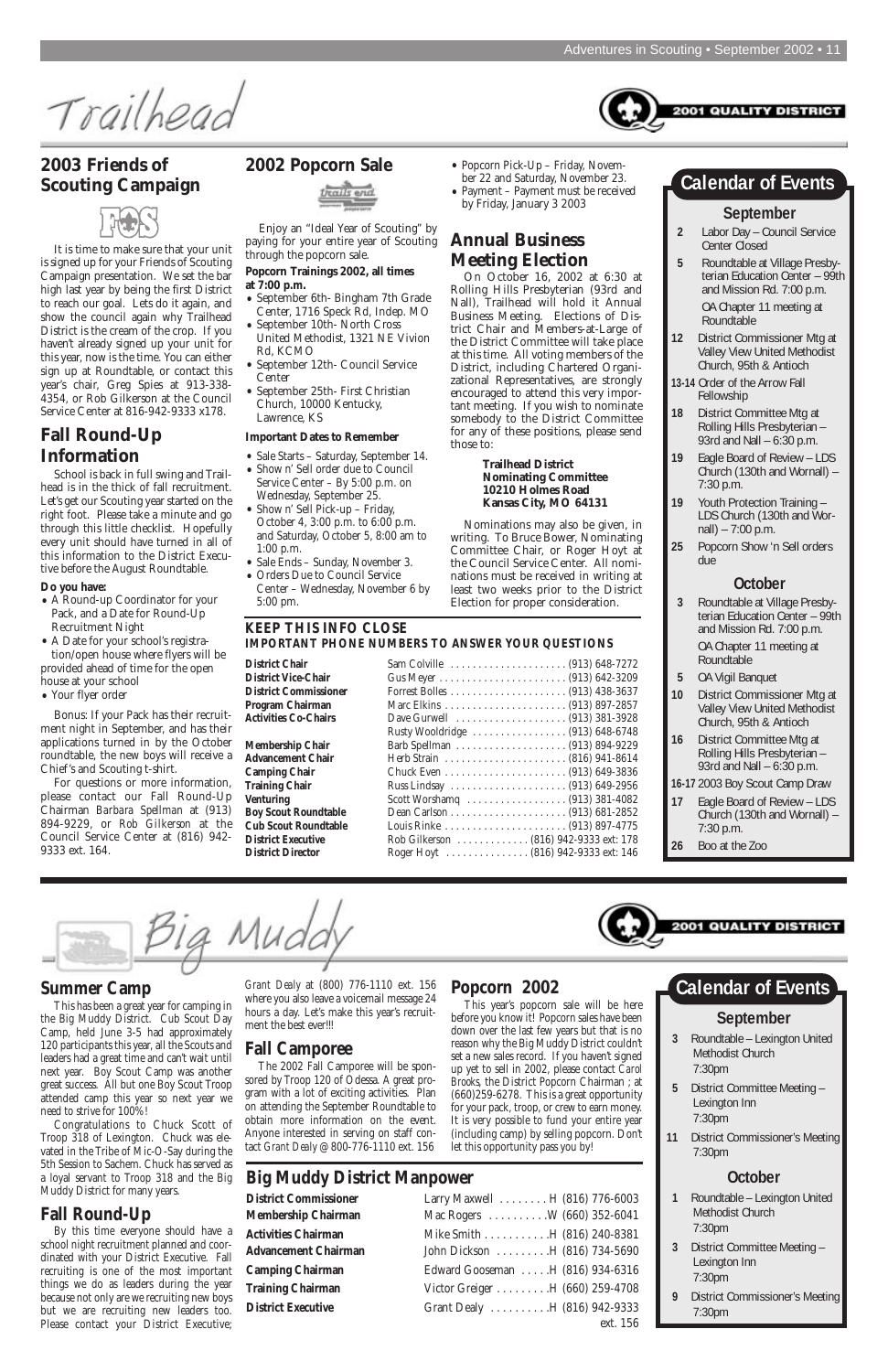# Trailhead

2001 QUALITY DISTRICT

## 2003 Friends of Scouting Campaign

It is time to make sure that your unit is signed up for your Friends of Scouting Campaign presentation. We set the bar high last year by being the first District to reach our goal. Lets do it again, and show the council again why Trailhead District is the cream of the crop. If you haven't already signed up your unit for this year, now is the time. You can either sign up at Roundtable, or contact this year's chair, Greg Spies at 913-338-4354, or Rob Gilkerson at the Council Service Center at 816-942-9333 x178.

## Fall Round-Up Information

School is back in full swing and Trailhead is in the thick of fall recruitment. Let's get our Scouting year started on the right foot. Please take a minute and go through this little checklist. Hopefully every unit should have turned in all of this information to the District Executive before the August Roundtable.

**Do you have:**

- A Round-up Coordinator for your Pack, and a Date for Round-Up Recruitment Night
- A Date for your school's registration/open house where flyers will be provided ahead of time for the open house at your school
- Your flyer order

Bonus: If your Pack has their recruitment night in September, and has their applications turned in by the October roundtable, the new boys will receive a Chief's and Scouting t-shirt.

For questions or more information, please contact our Fall Round-Up Chairman Barbara Spellman at (913) 894-9229, or Rob Gilkerson at the Council Service Center at (816) 942-9333 ext. 164.

## 2002 Popcorn Sale

Enjoy an "Ideal Year of Scouting" by paying for your entire year of Scouting through the popcorn sale.

**Popcorn Trainings 2002, all times at 7:00 p.m.**

- September 6th- Bingham 7th Grade Center, 1716 Speck Rd, Indep. MO
- September 10th- North Cross United Methodist, 1321 NE Vivion Rd, KCMO
- September 12th- Council Service Center
- September 25th- First Christian Church, 10000 Kentucky, Lawrence, KS

**Important Dates to Remember**

- Sale Starts – Saturday, September 14.
- Show n' Sell order due to Council Service Center – By 5:00 p.m. on Wednesday, September 25.
- Show n' Sell Pick-up – Friday, October 4, 3:00 p.m. to 6:00 p.m. and Saturday, October 5, 8:00 am to 1:00 p.m.
- Sale Ends – Sunday, November 3.
- Orders Due to Council Service Center – Wednesday, November 6 by 5:00 pm.
- Popcorn Pick-Up – Friday, November 22 and Saturday, November 23.
- Payment – Payment must be received by Friday, January 3 2003

## Annual Business Meeting Election

On October 16, 2002 at 6:30 at Rolling Hills Presbyterian (93rd and Nall), Trailhead will hold it Annual Business Meeting. Elections of District Chair and Members-at-Large of the District Committee will take place at this time. All voting members of the District, including Chartered Organizational Representatives, are strongly encouraged to attend this very important meeting. If you wish to nominate somebody to the District Committee for any of these positions, please send those to:

**Trailhead District**
**Nominating Committee**
**10210 Holmes Road**
**Kansas City, MO 64131**

Nominations may also be given, in writing. To Bruce Bower, Nominating Committee Chair, or Roger Hoyt at the Council Service Center. All nominations must be received in writing at least two weeks prior to the District Election for proper consideration.

### KEEP THIS INFO CLOSE
**IMPORTANT PHONE NUMBERS TO ANSWER YOUR QUESTIONS**

| | | |
|---|---|---|
| **District Chair** | Sam Colville | (913) 648-7272 |
| **District Vice-Chair** | Gus Meyer | (913) 642-3209 |
| **District Commissioner** | Forrest Bolles | (913) 438-3637 |
| **Program Chairman** | Marc Elkins | (913) 897-2857 |
| **Activities Co-Chairs** | Dave Gurwell | (913) 381-3928 |
| | Rusty Wooldridge | (913) 648-6748 |
| **Membership Chair** | Barb Spellman | (913) 894-9229 |
| **Advancement Chair** | Herb Strain | (816) 941-8614 |
| **Camping Chair** | Chuck Even | (913) 649-3836 |
| **Training Chair** | Russ Lindsay | (913) 649-2956 |
| **Venturing** | Scott Worshamq | (913) 381-4082 |
| **Boy Scout Roundtable** | Dean Carlson | (913) 681-2852 |
| **Cub Scout Roundtable** | Louis Rinke | (913) 897-4775 |
| **District Executive** | Rob Gilkerson | (816) 942-9333 ext: 178 |
| **District Director** | Roger Hoyt | (816) 942-9333 ext: 146 |

## Calendar of Events

### September

- **2** Labor Day – Council Service Center Closed
- **5** Roundtable at Village Presbyterian Education Center – 99th and Mission Rd. 7:00 p.m. OA Chapter 11 meeting at Roundtable
- **12** District Commissioner Mtg at Valley View United Methodist Church, 95th & Antioch
- **13-14** Order of the Arrow Fall Fellowship
- **18** District Committee Mtg at Rolling Hills Presbyterian – 93rd and Nall – 6:30 p.m.
- **19** Eagle Board of Review – LDS Church (130th and Wornall) – 7:30 p.m.
- **19** Youth Protection Training – LDS Church (130th and Wornall) – 7:00 p.m.
- **25** Popcorn Show 'n Sell orders due

### October

- **3** Roundtable at Village Presbyterian Education Center – 99th and Mission Rd. 7:00 p.m. OA Chapter 11 meeting at Roundtable
- **5** OA Vigil Banquet
- **10** District Commissioner Mtg at Valley View United Methodist Church, 95th & Antioch
- **16** District Committee Mtg at Rolling Hills Presbyterian – 93rd and Nall – 6:30 p.m.
- **16-17** 2003 Boy Scout Camp Draw
- **17** Eagle Board of Review – LDS Church (130th and Wornall) – 7:30 p.m.
- **26** Boo at the Zoo

# Big Muddy

2001 QUALITY DISTRICT

## Summer Camp

This has been a great year for camping in the Big Muddy District. Cub Scout Day Camp, held June 3-5 had approximately 120 participants this year, all the Scouts and leaders had a great time and can't wait until next year. Boy Scout Camp was another great success. All but one Boy Scout Troop attended camp this year so next year we need to strive for 100%!

Congratulations to Chuck Scott of Troop 318 of Lexington. Chuck was elevated in the Tribe of Mic-O-Say during the 5th Session to Sachem. Chuck has served as a loyal servant to Troop 318 and the Big Muddy District for many years.

## Fall Round-Up

By this time everyone should have a school night recruitment planned and coordinated with your District Executive. Fall recruiting is one of the most important things we do as leaders during the year because not only are we recruiting new boys but we are recruiting new leaders too. Please contact your District Executive; Grant Dealy at (800) 776-1110 ext. 156 where you also leave a voicemail message 24 hours a day. Let's make this year's recruitment the best ever!!!

## Fall Camporee

The 2002 Fall Camporee will be sponsored by Troop 120 of Odessa. A great program with a lot of exciting activities. Plan on attending the September Roundtable to obtain more information on the event. Anyone interested in serving on staff contact Grant Dealy @ 800-776-1110 ext. 156

## Popcorn 2002

This year's popcorn sale will be here before you know it! Popcorn sales have been down over the last few years but that is no reason why the Big Muddy District couldn't set a new sales record. If you haven't signed up yet to sell in 2002, please contact Carol Brooks, the District Popcorn Chairman ; at (660)259-6278. This is a great opportunity for your pack, troop, or crew to earn money. It is very possible to fund your entire year (including camp) by selling popcorn. Don't let this opportunity pass you by!

## Big Muddy District Manpower

| | | |
|---|---|---|
| **District Commissioner** | Larry Maxwell | H (816) 776-6003 |
| **Membership Chairman** | Mac Rogers | W (660) 352-6041 |
| **Activities Chairman** | Mike Smith | H (816) 240-8381 |
| **Advancement Chairman** | John Dickson | H (816) 734-5690 |
| **Camping Chairman** | Edward Gooseman | H (816) 934-6316 |
| **Training Chairman** | Victor Greiger | H (660) 259-4708 |
| **District Executive** | Grant Dealy | H (816) 942-9333 ext. 156 |

## Calendar of Events

### September

- **3** Roundtable – Lexington United Methodist Church 7:30pm
- **5** District Committee Meeting – Lexington Inn 7:30pm
- **11** District Commissioner's Meeting 7:30pm

### October

- **1** Roundtable – Lexington United Methodist Church 7:30pm
- **3** District Committee Meeting – Lexington Inn 7:30pm
- **9** District Commissioner's Meeting 7:30pm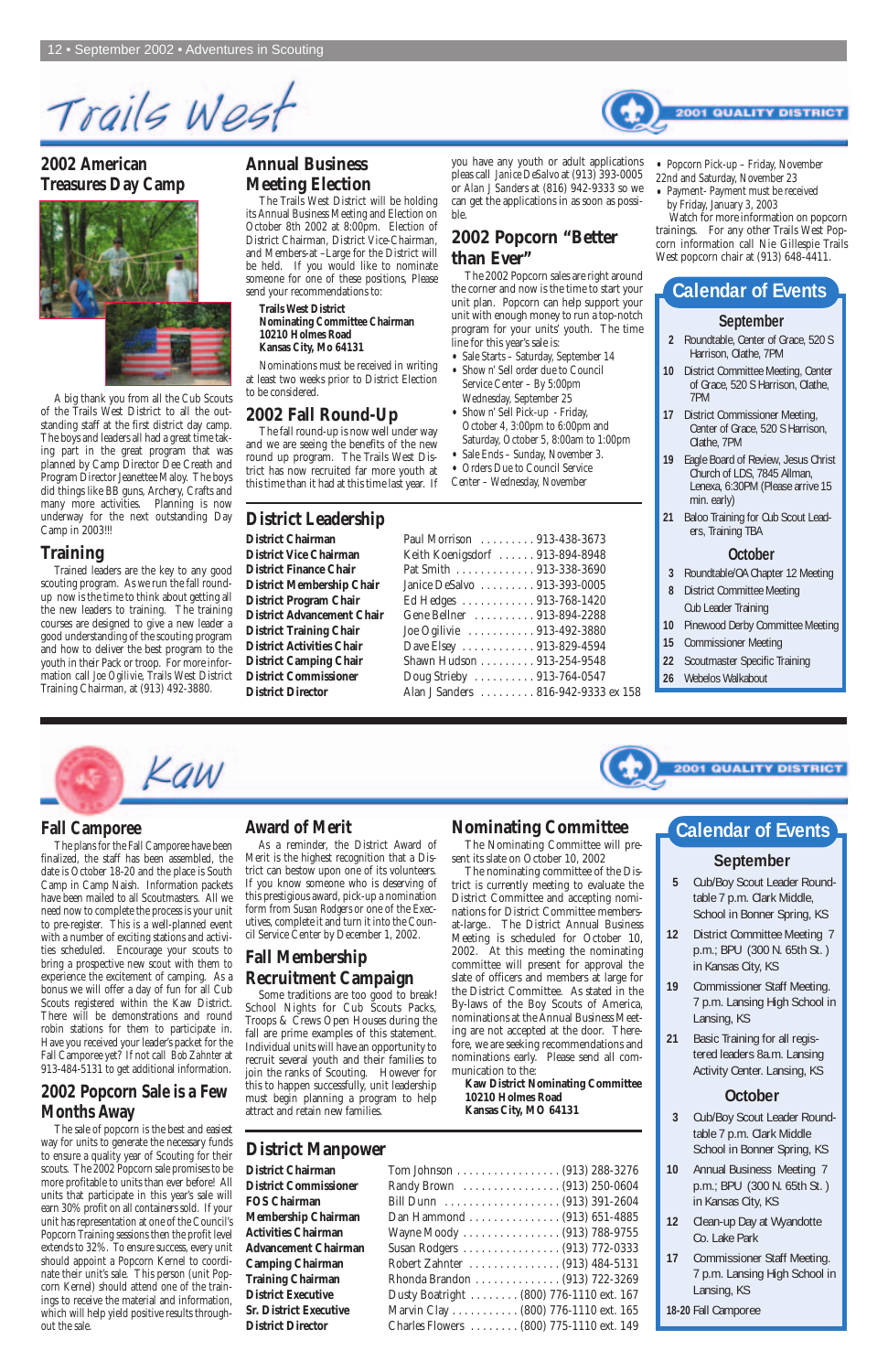# Trails West

2001 QUALITY DISTRICT

## 2002 American Treasures Day Camp

A big thank you from all the Cub Scouts of the Trails West District to all the outstanding staff at the first district day camp. The boys and leaders all had a great time taking part in the great program that was planned by Camp Director Dee Creath and Program Director Jeanettee Maloy. The boys did things like BB guns, Archery, Crafts and many more activities. Planning is now underway for the next outstanding Day Camp in 2003!!!

## Training

Trained leaders are the key to any good scouting program. As we run the fall round-up now is the time to think about getting all the new leaders to training. The training courses are designed to give a new leader a good understanding of the scouting program and how to deliver the best program to the youth in their Pack or troop. For more information call Joe Ogilivie, Trails West District Training Chairman, at (913) 492-3880.

## Annual Business Meeting Election

The Trails West District will be holding its Annual Business Meeting and Election on October 8th 2002 at 8:00pm. Election of District Chairman, District Vice-Chairman, and Members-at –Large for the District will be held. If you would like to nominate someone for one of these positions, Please send your recommendations to:

**Trails West District**
**Nominating Committee Chairman**
**10210 Holmes Road**
**Kansas City, Mo 64131**

Nominations must be received in writing at least two weeks prior to District Election to be considered.

## 2002 Fall Round-Up

The fall round-up is now well under way and we are seeing the benefits of the new round up program. The Trails West District has now recruited far more youth at this time than it had at this time last year. If you have any youth or adult applications pleas call Janice DeSalvo at (913) 393-0005 or Alan J Sanders at (816) 942-9333 so we can get the applications in as soon as possible.

## 2002 Popcorn "Better than Ever"

The 2002 Popcorn sales are right around the corner and now is the time to start your unit plan. Popcorn can help support your unit with enough money to run a top-notch program for your units' youth. The time line for this year's sale is:

- Sale Starts – Saturday, September 14
- Show n' Sell order due to Council Service Center – By 5:00pm Wednesday, September 25
- Show n' Sell Pick-up - Friday, October 4, 3:00pm to 6:00pm and Saturday, October 5, 8:00am to 1:00pm
- Sale Ends – Sunday, November 3.
- Orders Due to Council Service Center – Wednesday, November
- Popcorn Pick-up – Friday, November 22nd and Saturday, November 23
- Payment- Payment must be received by Friday, January 3, 2003

Watch for more information on popcorn trainings. For any other Trails West Popcorn information call Nie Gillespie Trails West popcorn chair at (913) 648-4411.

## District Leadership

| | |
|---|---|
| **District Chairman** | Paul Morrison ......... 913-438-3673 |
| **District Vice Chairman** | Keith Koenigsdorf ...... 913-894-8948 |
| **District Finance Chair** | Pam Smith ............. 913-338-3690 |
| **District Membership Chair** | Janice DeSalvo ......... 913-393-0005 |
| **District Program Chair** | Ed Hedges ............ 913-768-1420 |
| **District Advancement Chair** | Gene Bellner .......... 913-894-2288 |
| **District Training Chair** | Joe Ogilvie ........... 913-492-3880 |
| **District Activities Chair** | Dave Elsey ............ 913-829-4594 |
| **District Camping Chair** | Shawn Hudson ......... 913-254-9548 |
| **District Commissioner** | Doug Strieby .......... 913-764-0547 |
| **District Director** | Alan J Sanders ......... 816-942-9333 ex 158 |

## Calendar of Events

### September

| | |
|---|---|
| **2** | Roundtable, Center of Grace, 520 S Harrison, Olathe, 7PM |
| **10** | District Committee Meeting, Center of Grace, 520 S Harrison, Olathe, 7PM |
| **17** | District Commissioner Meeting, Center of Grace, 520 S Harrison, Olathe, 7PM |
| **19** | Eagle Board of Review, Jesus Christ Church of LDS, 7845 Allman, Lenexa, 6:30PM (Please arrive 15 min. early) |
| **21** | Baloo Training for Cub Scout Leaders, Training TBA |

### October

| | |
|---|---|
| **3** | Roundtable/OA Chapter 12 Meeting |
| **8** | District Committee Meeting<br>Cub Leader Training |
| **10** | Pinewood Derby Committee Meeting |
| **15** | Commissioner Meeting |
| **22** | Scoutmaster Specific Training |
| **26** | Webelos Walkabout |

# Kaw

2001 QUALITY DISTRICT

## Fall Camporee

The plans for the Fall Camporee have been finalized, the staff has been assembled, the date is October 18-20 and the place is South Camp in Camp Naish. Information packets have been mailed to all Scoutmasters. All we need now to complete the process is your unit to pre-register. This is a well-planned event with a number of exciting stations and activities scheduled. Encourage your scouts to bring a prospective new scout with them to experience the excitement of camping. As a bonus we will offer a day of fun for all Cub Scouts registered within the Kaw District. There will be demonstrations and round robin stations for them to participate in. Have you received your leader's packet for the Fall Camporee yet? If not call Bob Zahnter at 913-484-5131 to get additional information.

## 2002 Popcorn Sale is a Few Months Away

The sale of popcorn is the best and easiest way for units to generate the necessary funds to ensure a quality year of Scouting for their scouts. The 2002 Popcorn sale promises to be more profitable to units than ever before! All units that participate in this year's sale will earn 30% profit on all containers sold. If your unit has representation at one of the Council's Popcorn Training sessions then the profit level extends to 32%. To ensure success, every unit should appoint a Popcorn Kernel to coordinate their unit's sale. This person (unit Popcorn Kernel) should attend one of the trainings to receive the material and information, which will help yield positive results throughout the sale.

## Award of Merit

As a reminder, the District Award of Merit is the highest recognition that a District can bestow upon one of its volunteers. If you know someone who is deserving of this prestigious award, pick-up a nomination form from Susan Rodgers or one of the Executives, complete it and turn it into the Council Service Center by December 1, 2002.

## Fall Membership Recruitment Campaign

Some traditions are too good to break! School Nights for Cub Scouts Packs, Troops & Crews Open Houses during the fall are prime examples of this statement. Individual units will have an opportunity to recruit several youth and their families to join the ranks of Scouting. However for this to happen successfully, unit leadership must begin planning a program to help attract and retain new families.

## Nominating Committee

The Nominating Committee will present its slate on October 10, 2002

The nominating committee of the District is currently meeting to evaluate the District Committee and accepting nominations for District Committee members-at-large.. The District Annual Business Meeting is scheduled for October 10, 2002. At this meeting the nominating committee will present for approval the slate of officers and members at large for the District Committee. As stated in the By-laws of the Boy Scouts of America, nominations at the Annual Business Meeting are not accepted at the door. Therefore, we are seeking recommendations and nominations early. Please send all communication to the:

**Kaw District Nominating Committee**
**10210 Holmes Road**
**Kansas City, MO 64131**

## District Manpower

| | |
|---|---|
| **District Chairman** | Tom Johnson ................ (913) 288-3276 |
| **District Commissioner** | Randy Brown ............... (913) 250-0604 |
| **FOS Chairman** | Bill Dunn .................. (913) 391-2604 |
| **Membership Chairman** | Dan Hammond .............. (913) 651-4885 |
| **Activities Chairman** | Wayne Moody .............. (913) 788-9755 |
| **Advancement Chairman** | Susan Rodgers ............. (913) 772-0333 |
| **Camping Chairman** | Robert Zahnter ............ (913) 484-5131 |
| **Training Chairman** | Rhonda Brandon ............ (913) 722-3269 |
| **District Executive** | Dusty Boatright ........ (800) 776-1110 ext. 167 |
| **Sr. District Executive** | Marvin Clay ........... (800) 776-1110 ext. 165 |
| **District Director** | Charles Flowers ........ (800) 775-1110 ext. 149 |

## Calendar of Events

### September

| | |
|---|---|
| **5** | Cub/Boy Scout Leader Roundtable 7 p.m. Clark Middle, School in Bonner Spring, KS |
| **12** | District Committee Meeting 7 p.m.; BPU (300 N. 65th St. ) in Kansas City, KS |
| **19** | Commissioner Staff Meeting. 7 p.m. Lansing High School in Lansing, KS |
| **21** | Basic Training for all registered leaders 8a.m. Lansing Activity Center. Lansing, KS |

### October

| | |
|---|---|
| **3** | Cub/Boy Scout Leader Roundtable 7 p.m. Clark Middle School in Bonner Spring, KS |
| **10** | Annual Business Meeting 7 p.m.; BPU (300 N. 65th St. ) in Kansas City, KS |
| **12** | Clean-up Day at Wyandotte Co. Lake Park |
| **17** | Commissioner Staff Meeting. 7 p.m. Lansing High School in Lansing, KS |
| **18-20** | Fall Camporee |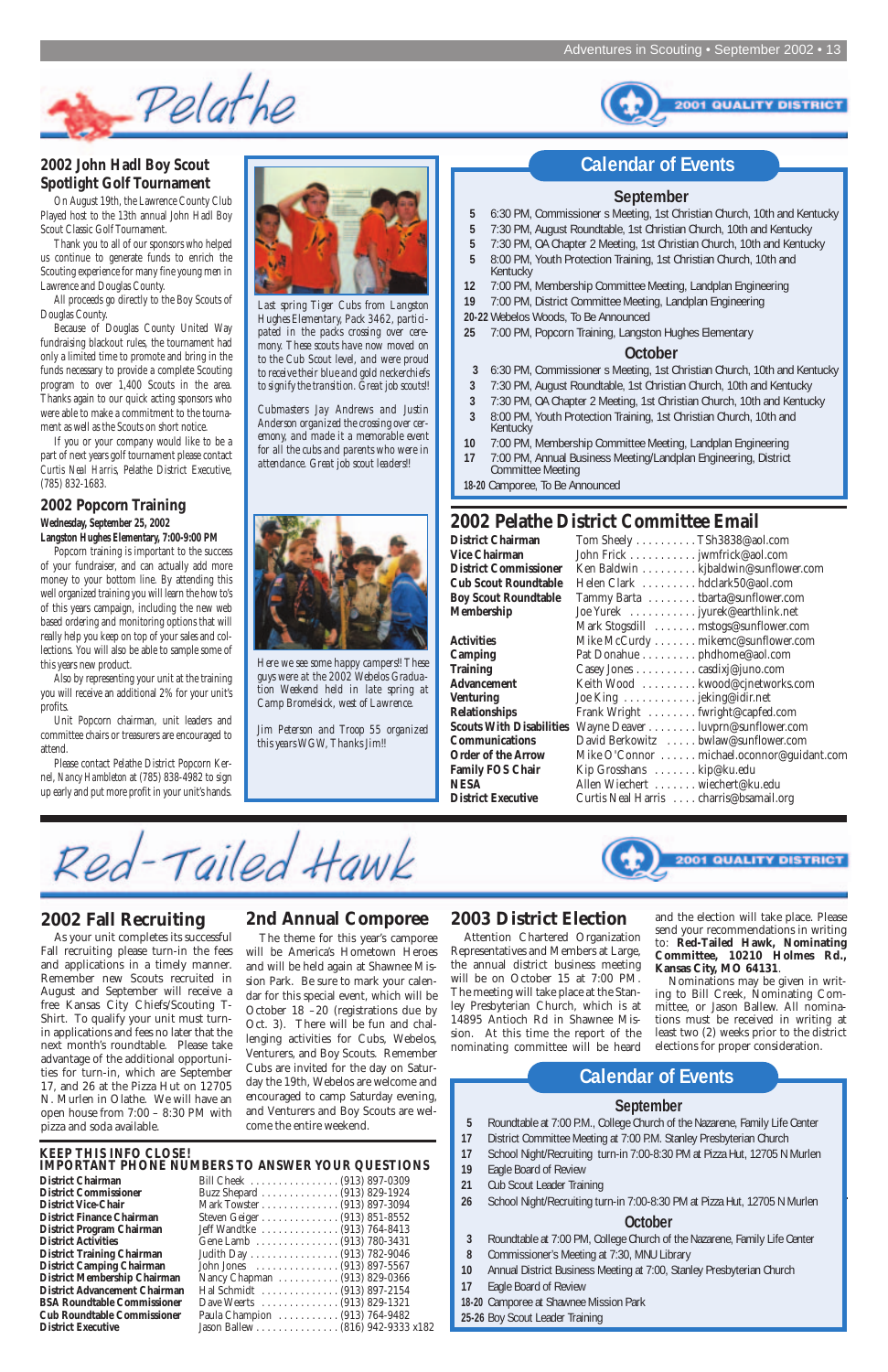# Pelathe

2001 QUALITY DISTRICT

## 2002 John Hadl Boy Scout Spotlight Golf Tournament

On August 19th, the Lawrence County Club Played host to the 13th annual John Hadl Boy Scout Classic Golf Tournament.

Thank you to all of our sponsors who helped us continue to generate funds to enrich the Scouting experience for many fine young men in Lawrence and Douglas County.

All proceeds go directly to the Boy Scouts of Douglas County.

Because of Douglas County United Way fundraising blackout rules, the tournament had only a limited time to promote and bring in the funds necessary to provide a complete Scouting program to over 1,400 Scouts in the area. Thanks again to our quick acting sponsors who were able to make a commitment to the tournament as well as the Scouts on short notice.

If you or your company would like to be a part of next years golf tournament please contact Curtis Neal Harris, Pelathe District Executive, (785) 832-1683.

## 2002 Popcorn Training

**Wednesday, September 25, 2002**
**Langston Hughes Elementary, 7:00-9:00 PM**

Popcorn training is important to the success of your fundraiser, and can actually add more money to your bottom line. By attending this well organized training you will learn the how to's of this years campaign, including the new web based ordering and monitoring options that will really help you keep on top of your sales and collections. You will also be able to sample some of this years new product.

Also by representing your unit at the training you will receive an additional 2% for your unit's profits.

Unit Popcorn chairman, unit leaders and committee chairs or treasurers are encouraged to attend.

Please contact Pelathe District Popcorn Kernel, Nancy Hambleton at (785) 838-4982 to sign up early and put more profit in your unit's hands.

Last spring Tiger Cubs from Langston Hughes Elementary, Pack 3462, participated in the packs crossing over ceremony. These scouts have now moved on to the Cub Scout level, and were proud to receive their blue and gold neckerchiefs to signify the transition. Great job scouts!!

Cubmasters Jay Andrews and Justin Anderson organized the crossing over ceremony and made it a memorable event for all the cubs and parents who were in attendance. Great job scout leaders!!

Here we see some happy campers!! These guys were at the 2002 Webelos Graduation Weekend held in late spring at Camp Bromelsick, west of Lawrence.

Jim Peterson and Troop 55 organized this years WGW, Thanks Jim!!

## Calendar of Events

### September

- **5** 6:30 PM, Commissioner s Meeting, 1st Christian Church, 10th and Kentucky
- **5** 7:30 PM, August Roundtable, 1st Christian Church, 10th and Kentucky
- **5** 7:30 PM, OA Chapter 2 Meeting, 1st Christian Church, 10th and Kentucky
- **5** 8:00 PM, Youth Protection Training, 1st Christian Church, 10th and Kentucky
- **12** 7:00 PM, Membership Committee Meeting, Landplan Engineering
- **19** 7:00 PM, District Committee Meeting, Landplan Engineering
- **20-22** Webelos Woods, To Be Announced
- **25** 7:00 PM, Popcorn Training, Langston Hughes Elementary

### October

- **3** 6:30 PM, Commissioner s Meeting, 1st Christian Church, 10th and Kentucky
- **3** 7:30 PM, August Roundtable, 1st Christian Church, 10th and Kentucky
- **3** 7:30 PM, OA Chapter 2 Meeting, 1st Christian Church, 10th and Kentucky
- **3** 8:00 PM, Youth Protection Training, 1st Christian Church, 10th and Kentucky
- **10** 7:00 PM, Membership Committee Meeting, Landplan Engineering
- **17** 7:00 PM, Annual Business Meeting/Landplan Engineering, District Committee Meeting
- **18-20** Camporee, To Be Announced

## 2002 Pelathe District Committee Email

| | | |
|---|---|---|
| **District Chairman** | Tom Sheely | TSh3838@aol.com |
| **Vice Chairman** | John Frick | jwmfrick@aol.com |
| **District Commissioner** | Ken Baldwin | kjbaldwin@sunflower.com |
| **Cub Scout Roundtable** | Helen Clark | hdclark50@aol.com |
| **Boy Scout Roundtable** | Tammy Barta | tbarta@sunflower.com |
| **Membership** | Joe Yurek | jyurek@earthlink.net |
| | Mark Stogsdill | mstogs@sunflower.com |
| **Activities** | Mike McCurdy | mikemc@sunflower.com |
| **Camping** | Pat Donahue | phdhome@aol.com |
| **Training** | Casey Jones | casdixj@juno.com |
| **Advancement** | Keith Wood | kwood@cjnetworks.com |
| **Venturing** | Joe King | jeking@idir.net |
| **Relationships** | Frank Wright | fwright@capfed.com |
| **Scouts With Disabilities** | Wayne Deaver | luvprn@sunflower.com |
| **Communications** | David Berkowitz | bwlaw@sunflower.com |
| **Order of the Arrow** | Mike O'Connor | michael.oconnor@guidant.com |
| **Family FOS Chair** | Kip Grosshans | kip@ku.edu |
| **NESA** | Allen Wiechert | wiechert@ku.edu |
| **District Executive** | Curtis Neal Harris | charris@bsamail.org |

# Red-Tailed Hawk

2001 QUALITY DISTRICT

## 2002 Fall Recruiting

As your unit completes its successful Fall recruiting please turn-in the fees and applications in a timely manner. Remember new Scouts recruited in August and September will receive a free Kansas City Chiefs/Scouting T-Shirt. To qualify your unit must turn-in applications and fees no later that the next month's roundtable. Please take advantage of the additional opportunities for turn-in, which are September 17, and 26 at the Pizza Hut on 12705 N. Murlen in Olathe. We will have an open house from 7:00 – 8:30 PM with pizza and soda available.

## 2nd Annual Compore

The theme for this year's camporee will be America's Hometown Heroes and will be held again at Shawnee Mission Park. Be sure to mark your calendar for this special event, which will be October 18 – 20 (registrations due by Oct. 3). There will be fun and challenging activities for Cubs, Webelos, Venturers, and Boy Scouts. Remember Cubs are invited for the day on Saturday the 19th, Webelos are welcome and encouraged to camp Saturday evening, and Venturers and Boy Scouts are welcome the entire weekend.

## 2003 District Election

Attention Chartered Organization Representatives and Members at Large, the annual district business meeting will be on October 15 at 7:00 PM. The meeting will take place at the Stanley Presbyterian Church, which is at 14895 Antioch Rd in Shawnee Mission. At this time the report of the nominating committee will be heard and the election will take place. Please send your recommendations in writing to: **Red-Tailed Hawk, Nominating Committee, 10210 Holmes Rd., Kansas City, MO 64131**.

Nominations may be given in writing to Bill Creek, Nominating Committee, or Jason Ballew. All nominations must be received in writing at least two (2) weeks prior to the district elections for proper consideration.

## KEEP THIS INFO CLOSE!
## IMPORTANT PHONE NUMBERS TO ANSWER YOUR QUESTIONS

| | | |
|---|---|---|
| **District Chairman** | Bill Cheek | (913) 897-0309 |
| **District Commissioner** | Buzz Shepard | (913) 829-1924 |
| **District Vice-Chair** | Mark Towster | (913) 897-3094 |
| **District Finance Chairman** | Steven Geiger | (913) 851-8552 |
| **District Program Chairman** | Jeff Wandtke | (913) 764-8413 |
| **District Activities** | Gene Lamb | (913) 780-3431 |
| **District Training Chairman** | Judith Day | (913) 782-9046 |
| **District Camping Chairman** | John Jones | (913) 897-5567 |
| **District Membership Chairman** | Nancy Chapman | (913) 829-0366 |
| **District Advancement Chairman** | Hal Schmidt | (913) 897-2154 |
| **BSA Roundtable Commissioner** | Dave Weerts | (913) 829-1321 |
| **Cub Roundtable Commissioner** | Paula Champion | (913) 764-9482 |
| **District Executive** | Jason Ballew | (816) 942-9333 x182 |

## Calendar of Events

### September

- **5** Roundtable at 7:00 P.M., College Church of the Nazarene, Family Life Center
- **17** District Committee Meeting at 7:00 P.M. Stanley Presbyterian Church
- **17** School Night/Recruiting turn-in 7:00-8:30 PM at Pizza Hut, 12705 N Murlen
- **19** Eagle Board of Review
- **21** Cub Scout Leader Training
- **26** School Night/Recruiting turn-in 7:00-8:30 PM at Pizza Hut, 12705 N Murlen

### October

- **3** Roundtable at 7:00 PM, College Church of the Nazarene, Family Life Center
- **8** Commissioner's Meeting at 7:30, MNU Library
- **10** Annual District Business Meeting at 7:00, Stanley Presbyterian Church
- **17** Eagle Board of Review
- **18-20** Camporee at Shawnee Mission Park
- **25-26** Boy Scout Leader Training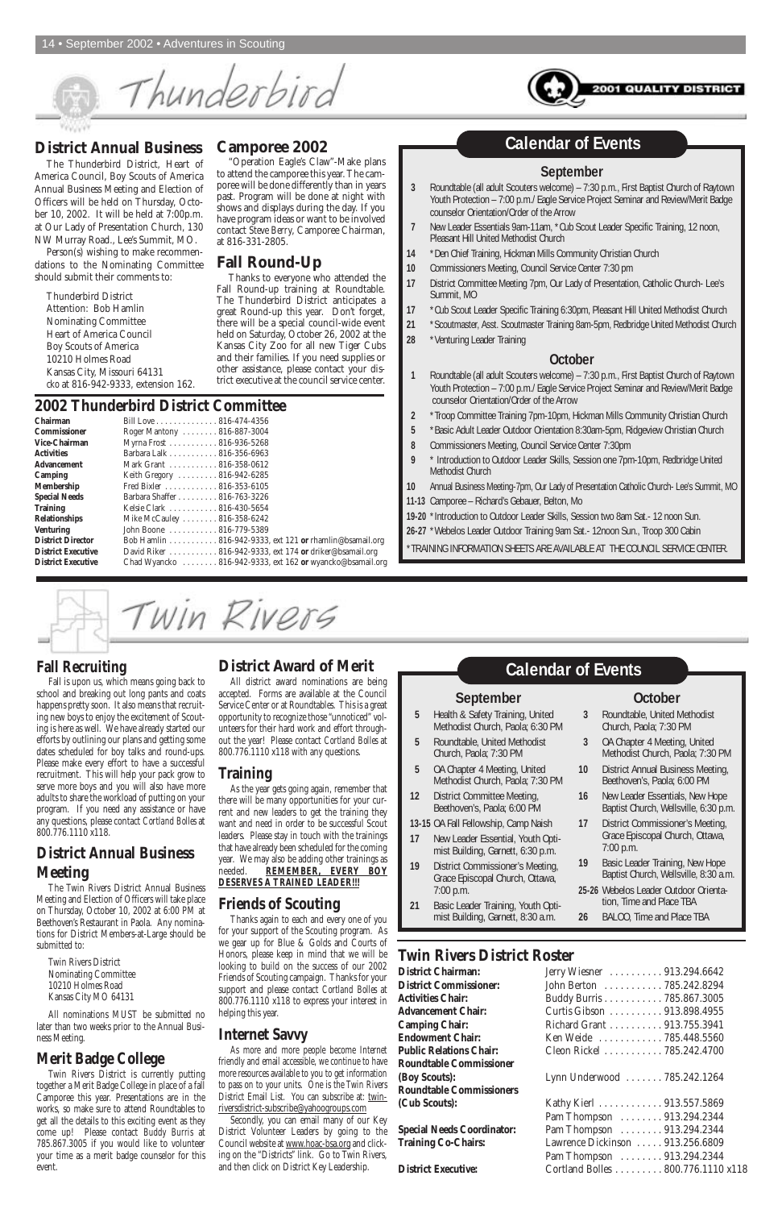# Thunderbird

2001 QUALITY DISTRICT

## District Annual Business

The Thunderbird District, Heart of America Council, Boy Scouts of America Annual Business Meeting and Election of Officers will be held on Thursday, October 10, 2002. It will be held at 7:00p.m. at Our Lady of Presentation Church, 130 NW Murray Road., Lee's Summit, MO.

Person(s) wishing to make recommendations to the Nominating Committee should submit their comments to:

Thunderbird District
Attention: Bob Hamlin
Nominating Committee
Heart of America Council
Boy Scouts of America
10210 Holmes Road
Kansas City, Missouri 64131
cko at 816-942-9333, extension 162.

## Camporee 2002

"Operation Eagle's Claw"-Make plans to attend the camporee this year. The camporee will be done differently than in years past. Program will be done at night with shows and displays during the day. If you have program ideas or want to be involved contact Steve Berry, Camporee Chairman, at 816-331-2805.

## Fall Round-Up

Thanks to everyone who attended the Fall Round-up training at Roundtable. The Thunderbird District anticipates a great Round-up this year. Don't forget, there will be a special council-wide event held on Saturday, October 26, 2002 at the Kansas City Zoo for all new Tiger Cubs and their families. If you need supplies or other assistance, please contact your district executive at the council service center.

## Calendar of Events

### September

- **3** Roundtable (all adult Scouters welcome) – 7:30 p.m., First Baptist Church of Raytown Youth Protection – 7:00 p.m./ Eagle Service Project Seminar and Review/Merit Badge counselor Orientation/Order of the Arrow
- **7** New Leader Essentials 9am-11am, * Cub Scout Leader Specific Training, 12 noon, Pleasant Hill United Methodist Church
- **14** * Den Chief Training, Hickman Mills Community Christian Church
- **10** Commissioners Meeting, Council Service Center 7:30 pm
- **17** District Committee Meeting 7pm, Our Lady of Presentation, Catholic Church- Lee's Summit, MO
- **17** * Cub Scout Leader Specific Training 6:30pm, Pleasant Hill United Methodist Church
- **21** * Scoutmaster, Asst. Scoutmaster Training 8am-5pm, Redbridge United Methodist Church
- **28** * Venturing Leader Training

### October

- **1** Roundtable (all adult Scouters welcome) – 7:30 p.m., First Baptist Church of Raytown Youth Protection – 7:00 p.m./ Eagle Service Project Seminar and Review/Merit Badge counselor Orientation/Order of the Arrow
- **2** * Troop Committee Training 7pm-10pm, Hickman Mills Community Christian Church
- **5** * Basic Adult Leader Outdoor Orientation 8:30am-5pm, Ridgeview Christian Church
- **8** Commissioners Meeting, Council Service Center 7:30pm
- **9** * Introduction to Outdoor Leader Skills, Session one 7pm-10pm, Redbridge United Methodist Church
- **10** Annual Business Meeting-7pm, Our Lady of Presentation Catholic Church- Lee's Summit, MO
- **11-13** Camporee – Richard's Gebauer, Belton, Mo
- **19-20** * Introduction to Outdoor Leader Skills, Session two 8am Sat.- 12 noon Sun.
- **26-27** * Webelos Leader Outdoor Training 9am Sat.- 12noon Sun., Troop 300 Cabin

* TRAINING INFORMATION SHEETS ARE AVAILABLE AT THE COUNCIL SERVICE CENTER.

## 2002 Thunderbird District Committee

| | |
|---|---|
| **Chairman** | Bill Love . . . . . 816-474-4356 |
| **Commissioner** | Roger Mantony . . . . . 816-887-3004 |
| **Vice-Chairman** | Myrna Frost . . . . . 816-936-5268 |
| **Activities** | Barbara Lalk . . . . . 816-356-6963 |
| **Advancement** | Mark Grant . . . . . 816-358-0612 |
| **Camping** | Keith Gregory . . . . . 816-942-6285 |
| **Membership** | Fred Bixler . . . . . 816-353-6105 |
| **Special Needs** | Barbara Shaffer . . . . . 816-763-3226 |
| **Training** | Kelsie Clark . . . . . 816-430-5654 |
| **Relationships** | Mike McCauley . . . . . 816-358-6242 |
| **Venturing** | John Boone . . . . . 816-779-5389 |
| **District Director** | Bob Hamlin . . . . . 816-942-9333, ext 121 **or** rhamlin@bsamail.org |
| **District Executive** | David Riker . . . . . 816-942-9333, ext 174 **or** driker@bsamail.org |
| **District Executive** | Chad Wyancko . . . . . 816-942-9333, ext 162 **or** wyancko@bsamail.org |

# Twin Rivers

## Fall Recruiting

Fall is upon us, which means going back to school and breaking out long pants and coats happens pretty soon. It also means that recruiting new boys to enjoy the excitement of Scouting is here as well. We have already started our efforts by outlining our plans and getting some dates scheduled for boy talks and round-ups. Please make every effort to have a successful recruitment. This will help your pack grow to serve more boys and you will also have more adults to share the workload of putting on your program. If you need any assistance or have any questions, please contact Cortland Bolles at 800.776.1110 x118.

## District Annual Business Meeting

The Twin Rivers District Annual Business Meeting and Election of Officers will take place on Thursday, October 10, 2002 at 6:00 PM at Beethoven's Restaurant in Paola. Any nominations for District Members-at-Large should be submitted to:

Twin Rivers District
Nominating Committee
10210 Holmes Road
Kansas City MO 64131

All nominations MUST be submitted no later than two weeks prior to the Annual Business Meeting.

## Merit Badge College

Twin Rivers District is currently putting together a Merit Badge College in place of a fall Camporee this year. Presentations are in the works, so make sure to attend Roundtables to get all the details to this exciting event as they come up! Please contact Buddy Burris at 785.867.3005 if you would like to volunteer your time as a merit badge counselor for this event.

## District Award of Merit

All district award nominations are being accepted. Forms are available at the Council Service Center or at Roundtables. This is a great opportunity to recognize those "unnoticed" volunteers for their hard work and effort throughout the year! Please contact Cortland Bolles at 800.776.1110 x118 with any questions.

## Training

As the year gets going again, remember that there will be many opportunities for your current and new leaders to get the training they want and need in order to be successful Scout leaders. Please stay in touch with the trainings that have already been scheduled for the coming year. We may also be adding other trainings as needed. **REMEMBER, EVERY BOY DESERVES A TRAINED LEADER!!!**

## Friends of Scouting

Thanks again to each and every one of you for your support of the Scouting program. As we gear up for Blue & Golds and Courts of Honors, please keep in mind that we will be looking to build on the success of our 2002 Friends of Scouting campaign. Thanks for your support and please contact Cortland Bolles at 800.776.1110 x118 to express your interest in helping this year.

## Internet Savvy

As more and more people become Internet friendly and email accessible, we continue to have more resources available to you to get information to pass on to your units. One is the Twin Rivers District Email List. You can subscribe at: twinriversdistrict-subscribe@yahoogroups.com

Secondly, you can email many of our Key District Volunteer Leaders by going to the Council website at www.hoac-bsa.org and clicking on the "Districts" link. Go to Twin Rivers, and then click on District Key Leadership.

## Calendar of Events

### September

- **5** Health & Safety Training, United Methodist Church, Paola; 6:30 PM
- **5** Roundtable, United Methodist Church, Paola; 7:30 PM
- **5** OA Chapter 4 Meeting, United Methodist Church, Paola; 7:30 PM
- **12** District Committee Meeting, Beethoven's, Paola; 6:00 PM
- **13-15** OA Fall Fellowship, Camp Naish
- **17** New Leader Essential, Youth Optimist Building, Garnett, 6:30 p.m.
- **19** District Commissioner's Meeting, Grace Episcopal Church, Ottawa, 7:00 p.m.
- **21** Basic Leader Training, Youth Optimist Building, Garnett, 8:30 a.m.

### October

- **3** Roundtable, United Methodist Church, Paola; 7:30 PM
- **3** OA Chapter 4 Meeting, United Methodist Church, Paola; 7:30 PM
- **10** District Annual Business Meeting, Beethoven's, Paola; 6:00 PM
- **16** New Leader Essentials, New Hope Baptist Church, Wellsville, 6:30 p.m.
- **17** District Commissioner's Meeting, Grace Episcopal Church, Ottawa, 7:00 p.m.
- **19** Basic Leader Training, New Hope Baptist Church, Wellsville, 8:30 a.m.
- **25-26** Webelos Leader Outdoor Orientation, Time and Place TBA
- **26** BALOO, Time and Place TBA

## Twin Rivers District Roster

| | |
|---|---|
| **District Chairman:** | Jerry Wiesner . . . . . 913.294.6642 |
| **District Commissioner:** | John Berton . . . . . 785.242.8294 |
| **Activities Chair:** | Buddy Burris . . . . . 785.867.3005 |
| **Advancement Chair:** | Curtis Gibson . . . . . 913.898.4955 |
| **Camping Chair:** | Richard Grant . . . . . 913.755.3941 |
| **Endowment Chair:** | Ken Weide . . . . . 785.448.5560 |
| **Public Relations Chair:** | Cleon Rickel . . . . . 785.242.4700 |
| **Roundtable Commissioner (Boy Scouts):** | Lynn Underwood . . . . . 785.242.1264 |
| **Roundtable Commissioners (Cub Scouts):** | Kathy Kierl . . . . . 913.557.5869 |
| | Pam Thompson . . . . . 913.294.2344 |
| **Special Needs Coordinator:** | Pam Thompson . . . . . 913.294.2344 |
| **Training Co-Chairs:** | Lawrence Dickinson . . . . . 913.256.6809 |
| | Pam Thompson . . . . . 913.294.2344 |
| **District Executive:** | Cortland Bolles . . . . . 800.776.1110 x118 |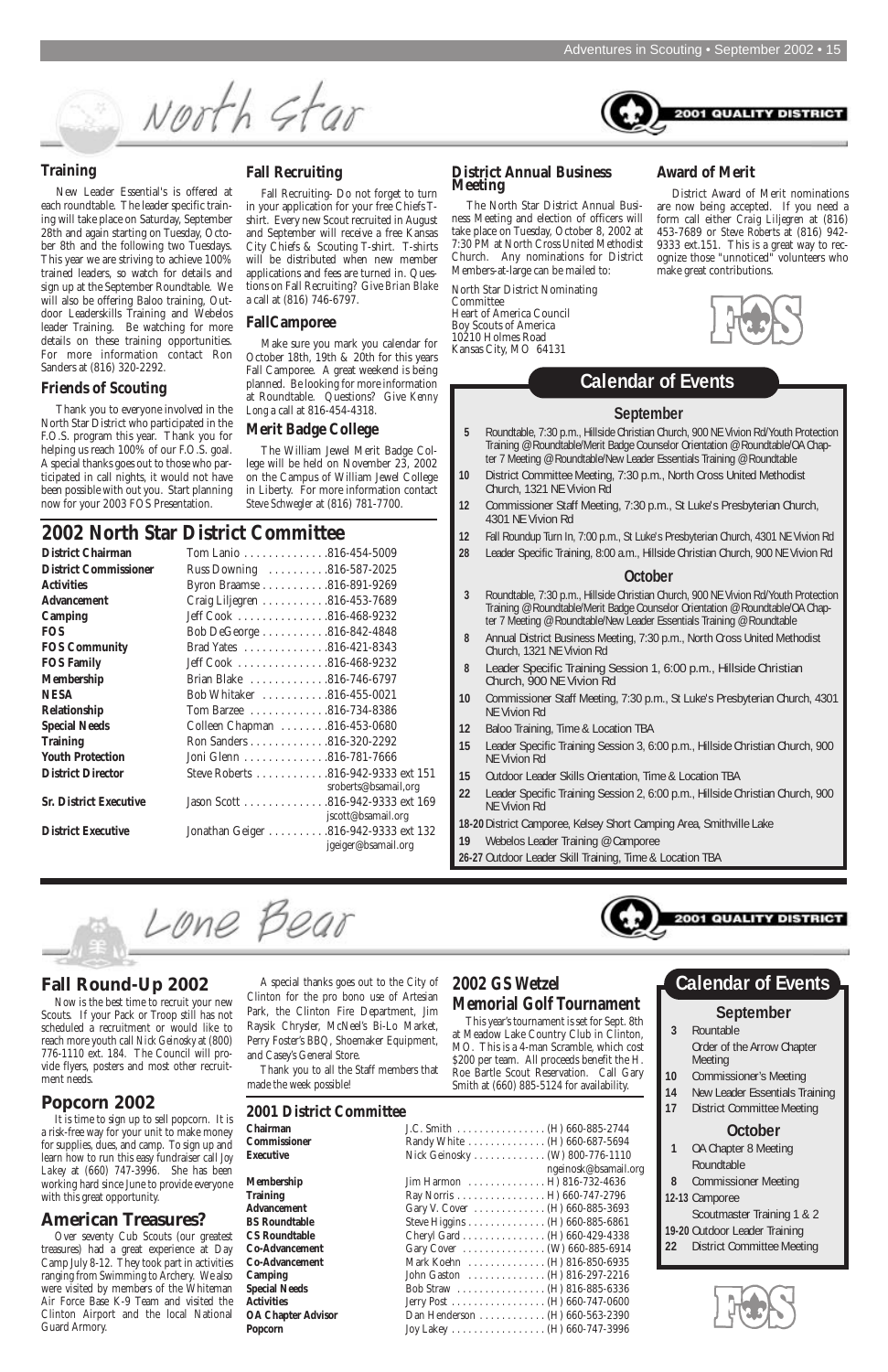# North Star

2001 QUALITY DISTRICT

### Training

New Leader Essential's is offered at each roundtable. The leader specific training will take place on Saturday, September 28th and again starting on Tuesday, October 8th and the following two Tuesdays. This year we are striving to achieve 100% trained leaders, so watch for details and sign up at the September Roundtable. We will also be offering Baloo training, Outdoor Leaderskills Training and Webelos leader Training. Be watching for more details on these training opportunities. For more information contact Ron Sanders at (816) 320-2292.

### Friends of Scouting

Thank you to everyone involved in the North Star District who participated in the F.O.S. program this year. Thank you for helping us reach 100% of our F.O.S. goal. A special thanks goes out to those who participated in call nights, it would not have been possible with out you. Start planning now for your 2003 FOS Presentation.

### Fall Recruiting

Fall Recruiting- Do not forget to turn in your application for your free Chiefs T-shirt. Every new Scout recruited in August and September will receive a free Kansas City Chiefs & Scouting T-shirt. T-shirts will be distributed when new member applications and fees are turned in. Questions on Fall Recruiting? Give *Brian Blake* a call at (816) 746-6797.

### FallCamporee

Make sure you mark you calendar for October 18th, 19th & 20th for this years Fall Camporee. A great weekend is being planned. Be looking for more information at Roundtable. Questions? Give *Kenny Long* a call at 816-454-4318.

### Merit Badge College

The William Jewel Merit Badge College will be held on November 23, 2002 on the Campus of William Jewel College in Liberty. For more information contact *Steve Schwegler* at (816) 781-7700.

### District Annual Business Meeting

The North Star District Annual Business Meeting and election of officers will take place on Tuesday, October 8, 2002 at 7:30 PM at North Cross United Methodist Church. Any nominations for District Members-at-large can be mailed to:

North Star District Nominating Committee
Heart of America Council
Boy Scouts of America
10210 Holmes Road
Kansas City, MO 64131

### Award of Merit

District Award of Merit nominations are now being accepted. If you need a form call either *Craig Liljegren* at (816) 453-7689 or *Steve Roberts* at (816) 942-9333 ext.151. This is a great way to recognize those "unnoticed" volunteers who make great contributions.

## 2002 North Star District Committee

| | |
|---|---|
| **District Chairman** | Tom Lanio .816-454-5009 |
| **District Commissioner** | Russ Downing .816-587-2025 |
| **Activities** | Byron Braamse .816-891-9269 |
| **Advancement** | Craig Liljegren .816-453-7689 |
| **Camping** | Jeff Cook .816-468-9232 |
| **FOS** | Bob DeGeorge .816-842-4848 |
| **FOS Community** | Brad Yates .816-421-8343 |
| **FOS Family** | Jeff Cook .816-468-9232 |
| **Membership** | Brian Blake .816-746-6797 |
| **NESA** | Bob Whitaker .816-455-0021 |
| **Relationship** | Tom Barzee .816-734-8386 |
| **Special Needs** | Colleen Chapman .816-453-0680 |
| **Training** | Ron Sanders .816-320-2292 |
| **Youth Protection** | Joni Glenn .816-781-7666 |
| **District Director** | Steve Roberts .816-942-9333 ext 151 sroberts@bsamail,org |
| **Sr. District Executive** | Jason Scott .816-942-9333 ext 169 jscott@bsamail.org |
| **District Executive** | Jonathan Geiger .816-942-9333 ext 132 jgeiger@bsamail.org |

## Calendar of Events

### September

- **5** Roundtable, 7:30 p.m., Hillside Christian Church, 900 NE Vivion Rd/Youth Protection Training @Roundtable/Merit Badge Counselor Orientation @Roundtable/OA Chapter 7 Meeting @Roundtable/New Leader Essentials Training @Roundtable
- **10** District Committee Meeting, 7:30 p.m., North Cross United Methodist Church, 1321 NE Vivion Rd
- **12** Commissioner Staff Meeting, 7:30 p.m., St Luke's Presbyterian Church, 4301 NE Vivion Rd
- **12** Fall Roundup Turn In, 7:00 p.m., St Luke's Presbyterian Church, 4301 NE Vivion Rd
- **28** Leader Specific Training, 8:00 a.m., Hillside Christian Church, 900 NE Vivion Rd

### October

- **3** Roundtable, 7:30 p.m., Hillside Christian Church, 900 NE Vivion Rd/Youth Protection Training @Roundtable/Merit Badge Counselor Orientation @Roundtable/OA Chapter 7 Meeting @Roundtable/New Leader Essentials Training @Roundtable
- **8** Annual District Business Meeting, 7:30 p.m., North Cross United Methodist Church, 1321 NE Vivion Rd
- **8** Leader Specific Training Session 1, 6:00 p.m., Hillside Christian Church, 900 NE Vivion Rd
- **10** Commissioner Staff Meeting, 7:30 p.m., St Luke's Presbyterian Church, 4301 NE Vivion Rd
- **12** Baloo Training, Time & Location TBA
- **15** Leader Specific Training Session 3, 6:00 p.m., Hillside Christian Church, 900 NE Vivion Rd
- **15** Outdoor Leader Skills Orientation, Time & Location TBA
- **22** Leader Specific Training Session 2, 6:00 p.m., Hillside Christian Church, 900 NE Vivion Rd
- **18-20** District Camporee, Kelsey Short Camping Area, Smithville Lake
- **19** Webelos Leader Training @Camporee
- **26-27** Outdoor Leader Skill Training, Time & Location TBA

# Lone Bear

2001 QUALITY DISTRICT

## Fall Round-Up 2002

Now is the best time to recruit your new Scouts. If your Pack or Troop still has not scheduled a recruitment or would like to reach more youth call *Nick Geinosky* at (800) 776-1110 ext. 184. The Council will provide flyers, posters and most other recruitment needs.

## Popcorn 2002

It is time to sign up to sell popcorn. It is a risk-free way for your unit to make money for supplies, dues, and camp. To sign up and learn how to run this easy fundraiser call *Joy Lakey* at (660) 747-3996. She has been working hard since June to provide everyone with this great opportunity.

## American Treasures?

Over seventy Cub Scouts (our greatest treasures) had a great experience at Day Camp July 8-12. They took part in activities ranging from Swimming to Archery. We also were visited by members of the Whiteman Air Force Base K-9 Team and visited the Clinton Airport and the local National Guard Armory.

A special thanks goes out to the City of Clinton for the pro bono use of Artesian Park, the Clinton Fire Department, Jim Raysik Chrysler, McNeel's Bi-Lo Market, Perry Foster's BBQ, Shoemaker Equipment, and Casey's General Store.

Thank you to all the Staff members that made the week possible!

## 2002 GS Wetzel Memorial Golf Tournament

This year's tournament is set for Sept. 8th at Meadow Lake Country Club in Clinton, MO. This is a 4-man Scramble, which cost $200 per team. All proceeds benefit the H. Roe Bartle Scout Reservation. Call Gary Smith at (660) 885-5124 for availability.

### 2001 District Committee

| | |
|---|---|
| **Chairman** | J.C. Smith (H) 660-885-2744 |
| **Commissioner** | Randy White (H) 660-687-5694 |
| **Executive** | Nick Geinosky (W) 800-776-1110 ngeinosk@bsamail.org |
| **Membership** | Jim Harmon (H) 816-732-4636 |
| **Training** | Ray Norris (H) 660-747-2796 |
| **Advancement** | Gary V. Cover (H) 660-885-3693 |
| **BS Roundtable** | Steve Higgins (H) 660-885-6861 |
| **CS Roundtable** | Cheryl Gard (H) 660-429-4338 |
| **Co-Advancement** | Gary Cover (W) 660-885-6914 |
| **Co-Advancement** | Mark Koehn (H) 816-850-6935 |
| **Camping** | John Gaston (H) 816-297-2216 |
| **Special Needs** | Bob Straw (H) 816-885-6336 |
| **Activities** | Jerry Post (H) 660-747-0600 |
| **OA Chapter Advisor** | Dan Henderson (H) 660-563-2390 |
| **Popcorn** | Joy Lakey (H) 660-747-3996 |

## Calendar of Events

### September

- **3** Rountable; Order of the Arrow Chapter Meeting
- **10** Commissioner's Meeting
- **14** New Leader Essentials Training
- **17** District Committee Meeting

### October

- **1** OA Chapter 8 Meeting; Roundtable
- **8** Commissioner Meeting
- **12-13** Camporee; Scoutmaster Training 1 & 2
- **19-20** Outdoor Leader Training
- **22** District Committee Meeting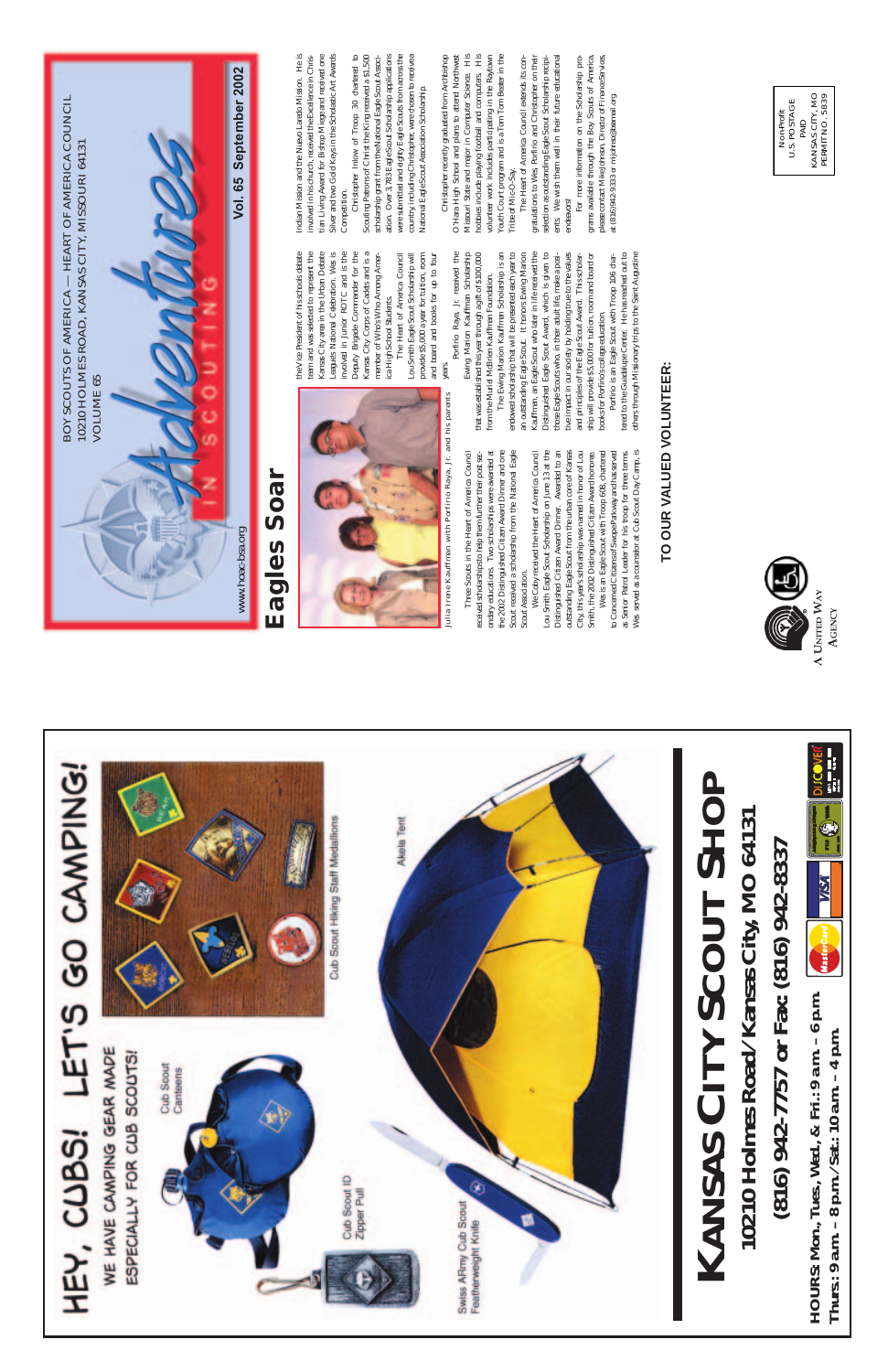BOY SCOUTS OF AMERICA — HEART OF AMERICA COUNCIL
10210 HOLMES ROAD, KANSAS CITY, MISSOURI 64131
VOLUME 65

www.hoac-bsa.org

# Adventures IN SCOUTING

Vol. 65 September 2002

## Eagles Soar

Julia Irene Kauffman with Porfirio Raya, Jr. and his parents

Three Scouts in the Heart of America Council received scholarships to help them further their post-secondary educations. Two scholarships were awarded at the 2002 Distinguished Citizen Award Dinner and one Scout received a scholarship from the National Eagle Scout Association.

We Coby received the Heart of America Council Lou Smith Eagle Scout Scholarship on June 13 at the Distinguished Citizen Award Dinner. Awarded to an outstanding Eagle Scout from the urban core of Kansas City, this year's scholarship was named in honor of Lou Smith, the 2002 Distinguished Citizen Award honoree.

Wes is an Eagle Scout with Troop 668, chartered to Concerned Citizens of Swope Parkway and has served as Senior Patrol Leader for his troop for three terms. Wes served as a counselor at Cub Scout Day Camp, is the Vice President of his school's debate team and was selected to represent the Kansas City area in the Urban Debate League's National Celebration. Wes is involved in Junior ROTC and is the Deputy Brigade Commander for the Kansas City Corps of Cadets and is a member of Who's Who Among America High School Students.

The Heart of America Council Lou Smith Eagle Scout Scholarship will provide $5,000 a year for tuition, room and board and books for up to four years.

Porfirio Raya, Jr. received the Ewing Marion Kauffman Scholarship that was established this year through a gift of $100,000 from the Muriel McBrien Kauffman Foundation.

The Ewing Marion Kauffman Scholarship is an endowed scholarship that will be presented each year to an outstanding Eagle Scout. It honors Ewing Marion Kauffman, an Eagle Scout who later in life received the Distinguished Eagle Scout Award, which is given to those Eagle Scouts who, in their adult life, make a positive impact in our society by holding true to the values and principles of the Eagle Scout Award. This scholarship will provide $5,000 for tuition, room and board or books for Porfirio's college education.

Porfirio is an Eagle Scout with Troop 106 chartered to the Guadalupe Center. He has reached out to others through Missionary trips to the Saint Augustine Indian Mission and the Nuevo Laredo Mission. He is involved in his church, received the Excellence in Christian Living Award for Bishop Miege and received one Silver and two Gold Keys in the Scholastic Art Awards Competition.

Christopher Inlow of Troop 30 chartered to Scouting Patrons of Christ the King received a $1,500 scholarship grant from the National Eagle Scout Association. Over 3,783 Eagle Scout Scholarship applications were submitted and eighty Eagle Scouts from across the country, including Christopher, were chosen to receive a National Eagle Scout Association Scholarship.

Christopher recently graduated from Archbishop O'Hara High School and plans to attend Northwest Missouri State and major in Computer Science. His hobbies include playing football and computers. His volunteer work includes participating in the Raytown Youth Court program and is a Tom Tom Beater in the Tribe of Mic-O-Say.

The Heart of America Council extends its congratulations to Wes, Porfirio and Christopher on their selection as outstanding Eagle Scout Scholarship recipients. We wish them well in their future educational endeavors!

For more information on the Scholarship programs available through the Boy Scouts of America, please contact Mike Johnson, Director of Finance Services, at (816)942-9333 or mjohnso@bsamail.org

TO OUR VALUED VOLUNTEER:

A UNITED WAY AGENCY

Non-Profit
U.S. POSTAGE
PAID
KANSAS CITY, MO
PERMIT NO. 5839

# HEY, CUBS! LET'S GO CAMPING!

WE HAVE CAMPING GEAR MADE ESPECIALLY FOR CUB SCOUTS!

Cub Scout Canteens

Cub Scout ID Zipper Pull

Swiss ARmy Cub Scout Featherweight Knife

Cub Scout Hiking Staff Medallions

Akela Tent

# KANSAS CITY SCOUT SHOP

**10210 Holmes Road/Kansas City, MO 64131**

**(816) 942-7757 or Fax: (816) 942-8337**

**HOURS: Mon., Tues., Wed., & Fri.: 9 a.m. – 6 p.m.**
**Thurs.: 9 a.m. – 8 p.m./Sat.: 10 a.m. – 4 p.m.**